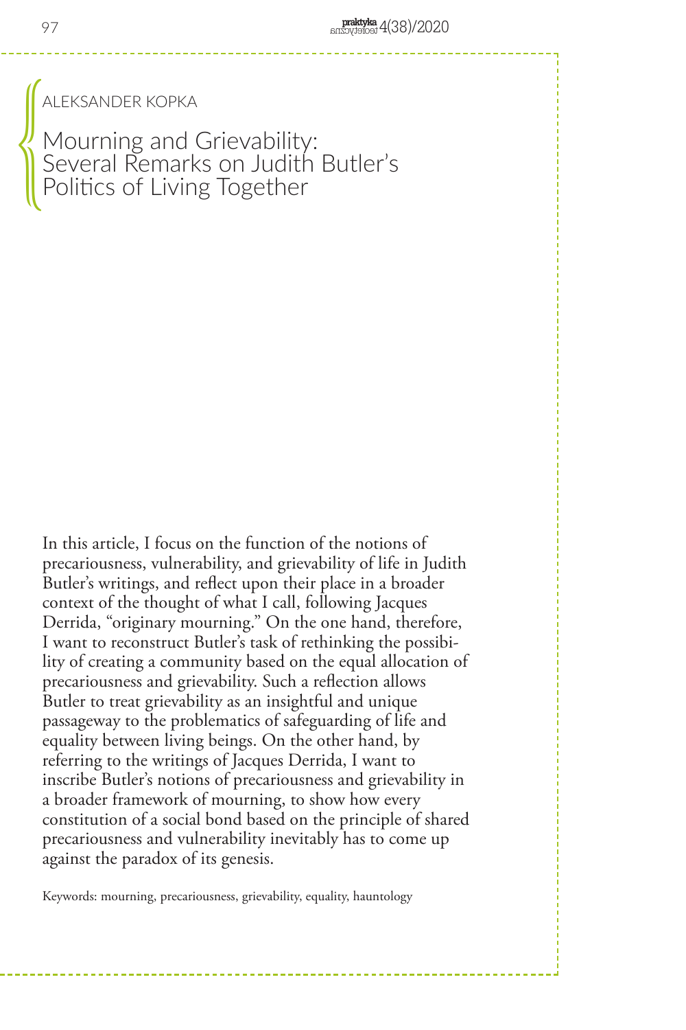ALEKSANDER KOPKA

# Mourning and Grievability: Several Remarks on Judith Butler's Politics of Living Together

In this article, I focus on the function of the notions of precariousness, vulnerability, and grievability of life in Judith Butler's writings, and reflect upon their place in a broader context of the thought of what I call, following Jacques Derrida, "originary mourning." On the one hand, therefore, I want to reconstruct Butler's task of rethinking the possibility of creating a community based on the equal allocation of precariousness and grievability. Such a reflection allows Butler to treat grievability as an insightful and unique passageway to the problematics of safeguarding of life and equality between living beings. On the other hand, by referring to the writings of Jacques Derrida, I want to inscribe Butler's notions of precariousness and grievability in a broader framework of mourning, to show how every constitution of a social bond based on the principle of shared precariousness and vulnerability inevitably has to come up against the paradox of its genesis.

Keywords: mourning, precariousness, grievability, equality, hauntology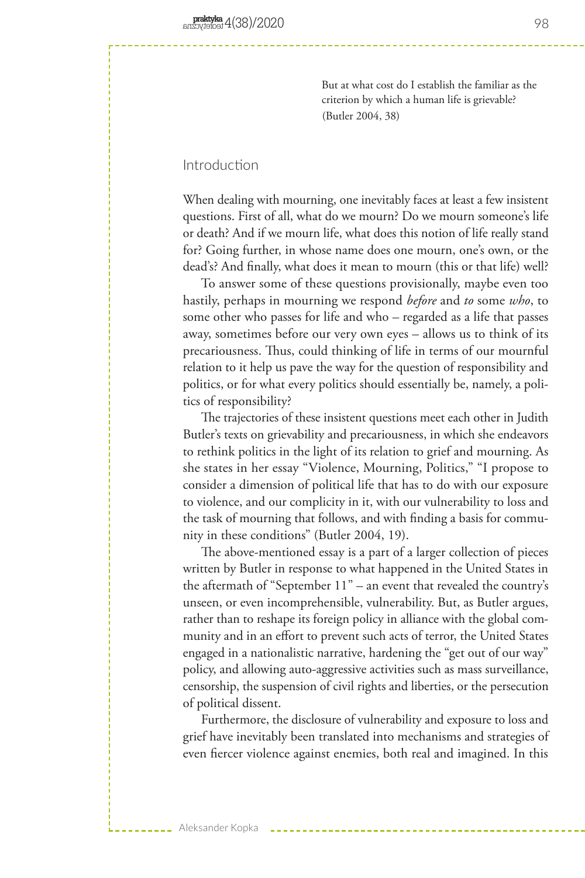But at what cost do I establish the familiar as the criterion by which a human life is grievable? (Butler 2004, 38)

## Introduction

When dealing with mourning, one inevitably faces at least a few insistent questions. First of all, what do we mourn? Do we mourn someone's life or death? And if we mourn life, what does this notion of life really stand for? Going further, in whose name does one mourn, one's own, or the dead's? And finally, what does it mean to mourn (this or that life) well?

To answer some of these questions provisionally, maybe even too hastily, perhaps in mourning we respond *before* and *to* some *who*, to some other who passes for life and who – regarded as a life that passes away, sometimes before our very own eyes – allows us to think of its precariousness. Thus, could thinking of life in terms of our mournful relation to it help us pave the way for the question of responsibility and politics, or for what every politics should essentially be, namely, a politics of responsibility?

The trajectories of these insistent questions meet each other in Judith Butler's texts on grievability and precariousness, in which she endeavors to rethink politics in the light of its relation to grief and mourning. As she states in her essay "Violence, Mourning, Politics," "I propose to consider a dimension of political life that has to do with our exposure to violence, and our complicity in it, with our vulnerability to loss and the task of mourning that follows, and with finding a basis for community in these conditions" (Butler 2004, 19).

The above-mentioned essay is a part of a larger collection of pieces written by Butler in response to what happened in the United States in the aftermath of "September 11" – an event that revealed the country's unseen, or even incomprehensible, vulnerability. But, as Butler argues, rather than to reshape its foreign policy in alliance with the global community and in an effort to prevent such acts of terror, the United States engaged in a nationalistic narrative, hardening the "get out of our way" policy, and allowing auto-aggressive activities such as mass surveillance, censorship, the suspension of civil rights and liberties, or the persecution of political dissent.

Furthermore, the disclosure of vulnerability and exposure to loss and grief have inevitably been translated into mechanisms and strategies of even fiercer violence against enemies, both real and imagined. In this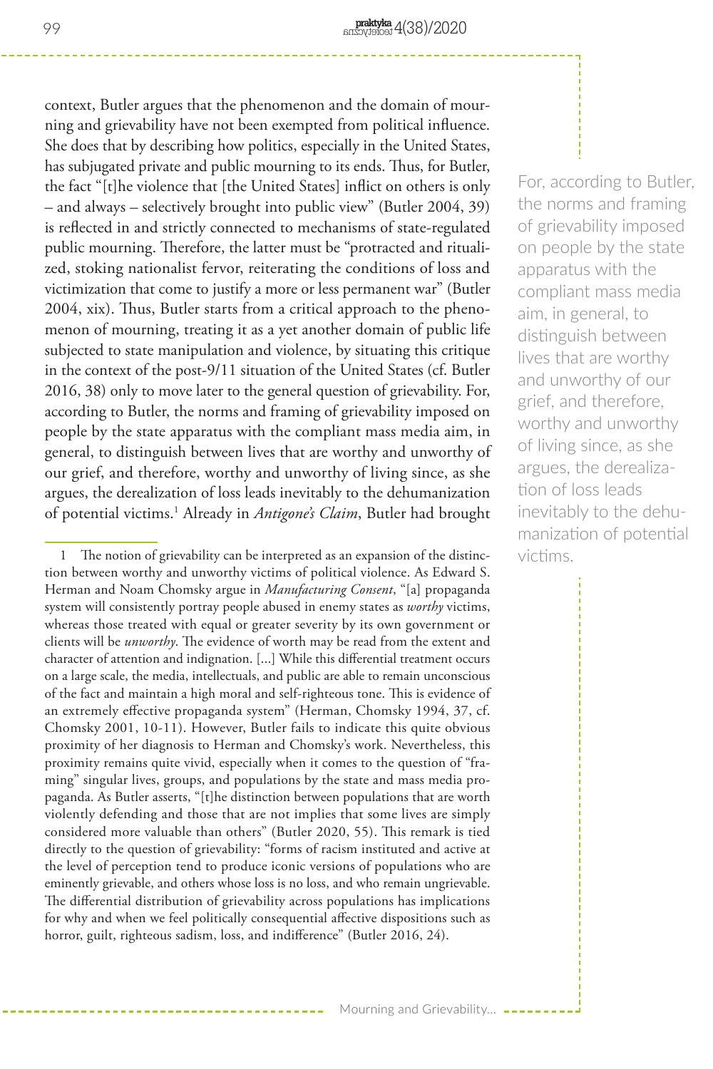context, Butler argues that the phenomenon and the domain of mourning and grievability have not been exempted from political influence. She does that by describing how politics, especially in the United States, has subjugated private and public mourning to its ends. Thus, for Butler, the fact "[t]he violence that [the United States] inflict on others is only – and always – selectively brought into public view" (Butler 2004, 39) is reflected in and strictly connected to mechanisms of state-regulated public mourning. Therefore, the latter must be "protracted and ritualized, stoking nationalist fervor, reiterating the conditions of loss and victimization that come to justify a more or less permanent war" (Butler 2004, xix). Thus, Butler starts from a critical approach to the phenomenon of mourning, treating it as a yet another domain of public life subjected to state manipulation and violence, by situating this critique in the context of the post-9/11 situation of the United States (cf. Butler 2016, 38) only to move later to the general question of grievability. For, according to Butler, the norms and framing of grievability imposed on people by the state apparatus with the compliant mass media aim, in general, to distinguish between lives that are worthy and unworthy of our grief, and therefore, worthy and unworthy of living since, as she argues, the derealization of loss leads inevitably to the dehumanization of potential victims.[1] Already in *Antigone's Claim*, Butler had brought

For, according to Butler, the norms and framing of grievability imposed on people by the state apparatus with the compliant mass media aim, in general, to distinguish between lives that are worthy and unworthy of our grief, and therefore, worthy and unworthy of living since, as she argues, the derealization of loss leads inevitably to the dehumanization of potential victims.

---

1 The notion of grievability can be interpreted as an expansion of the distinction between worthy and unworthy victims of political violence. As Edward S. Herman and Noam Chomsky argue in *Manufacturing Consent*, "[a] propaganda system will consistently portray people abused in enemy states as *worthy* victims, whereas those treated with equal or greater severity by its own government or clients will be *unworthy*. The evidence of worth may be read from the extent and character of attention and indignation. [...] While this differential treatment occurs on a large scale, the media, intellectuals, and public are able to remain unconscious of the fact and maintain a high moral and self-righteous tone. This is evidence of an extremely effective propaganda system" (Herman, Chomsky 1994, 37, cf. Chomsky 2001, 10-11). However, Butler fails to indicate this quite obvious proximity of her diagnosis to Herman and Chomsky's work. Nevertheless, this proximity remains quite vivid, especially when it comes to the question of "framing" singular lives, groups, and populations by the state and mass media propaganda. As Butler asserts, "[t]he distinction between populations that are worth violently defending and those that are not implies that some lives are simply considered more valuable than others" (Butler 2020, 55). This remark is tied directly to the question of grievability: "forms of racism instituted and active at the level of perception tend to produce iconic versions of populations who are eminently grievable, and others whose loss is no loss, and who remain ungrievable. The differential distribution of grievability across populations has implications for why and when we feel politically consequential affective dispositions such as horror, guilt, righteous sadism, loss, and indifference" (Butler 2016, 24).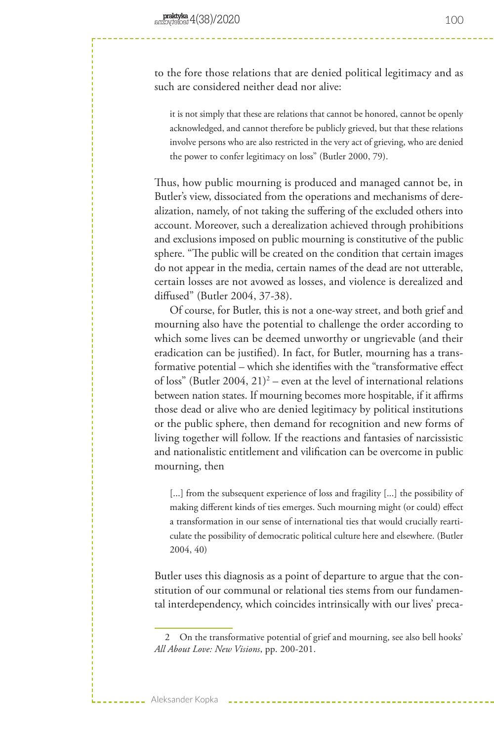to the fore those relations that are denied political legitimacy and as such are considered neither dead nor alive:

> it is not simply that these are relations that cannot be honored, cannot be openly acknowledged, and cannot therefore be publicly grieved, but that these relations involve persons who are also restricted in the very act of grieving, who are denied the power to confer legitimacy on loss" (Butler 2000, 79).

Thus, how public mourning is produced and managed cannot be, in Butler's view, dissociated from the operations and mechanisms of derealization, namely, of not taking the suffering of the excluded others into account. Moreover, such a derealization achieved through prohibitions and exclusions imposed on public mourning is constitutive of the public sphere. "The public will be created on the condition that certain images do not appear in the media, certain names of the dead are not utterable, certain losses are not avowed as losses, and violence is derealized and diffused" (Butler 2004, 37-38).

Of course, for Butler, this is not a one-way street, and both grief and mourning also have the potential to challenge the order according to which some lives can be deemed unworthy or ungrievable (and their eradication can be justified). In fact, for Butler, mourning has a transformative potential – which she identifies with the "transformative effect of loss" (Butler 2004, 21)[2] – even at the level of international relations between nation states. If mourning becomes more hospitable, if it affirms those dead or alive who are denied legitimacy by political institutions or the public sphere, then demand for recognition and new forms of living together will follow. If the reactions and fantasies of narcissistic and nationalistic entitlement and vilification can be overcome in public mourning, then

> [...] from the subsequent experience of loss and fragility [...] the possibility of making different kinds of ties emerges. Such mourning might (or could) effect a transformation in our sense of international ties that would crucially rearticulate the possibility of democratic political culture here and elsewhere. (Butler 2004, 40)

Butler uses this diagnosis as a point of departure to argue that the constitution of our communal or relational ties stems from our fundamental interdependency, which coincides intrinsically with our lives' preca-

2 On the transformative potential of grief and mourning, see also bell hooks' *All About Love: New Visions*, pp. 200-201.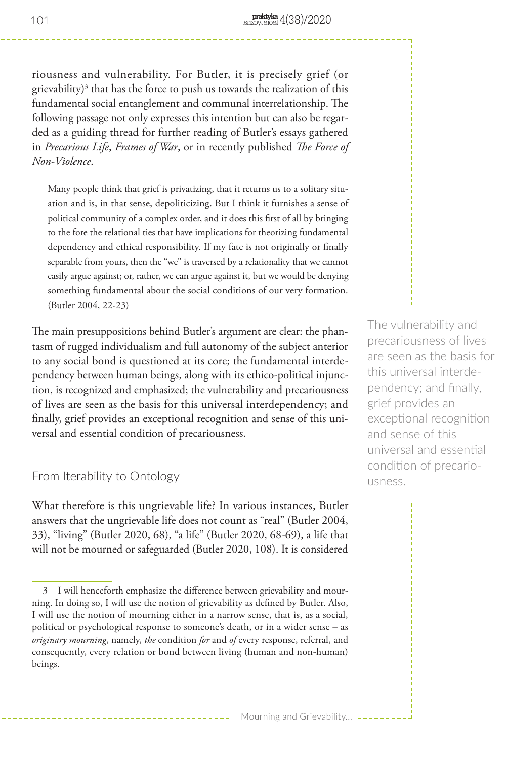riousness and vulnerability. For Butler, it is precisely grief (or grievability)[3] that has the force to push us towards the realization of this fundamental social entanglement and communal interrelationship. The following passage not only expresses this intention but can also be regarded as a guiding thread for further reading of Butler's essays gathered in *Precarious Life*, *Frames of War*, or in recently published *The Force of Non-Violence*.

> Many people think that grief is privatizing, that it returns us to a solitary situation and is, in that sense, depoliticizing. But I think it furnishes a sense of political community of a complex order, and it does this first of all by bringing to the fore the relational ties that have implications for theorizing fundamental dependency and ethical responsibility. If my fate is not originally or finally separable from yours, then the "we" is traversed by a relationality that we cannot easily argue against; or, rather, we can argue against it, but we would be denying something fundamental about the social conditions of our very formation. (Butler 2004, 22-23)

The main presuppositions behind Butler's argument are clear: the phantasm of rugged individualism and full autonomy of the subject anterior to any social bond is questioned at its core; the fundamental interdependency between human beings, along with its ethico-political injunction, is recognized and emphasized; the vulnerability and precariousness of lives are seen as the basis for this universal interdependency; and finally, grief provides an exceptional recognition and sense of this universal and essential condition of precariousness.

## From Iterability to Ontology

What therefore is this ungrievable life? In various instances, Butler answers that the ungrievable life does not count as "real" (Butler 2004, 33), "living" (Butler 2020, 68), "a life" (Butler 2020, 68-69), a life that will not be mourned or safeguarded (Butler 2020, 108). It is considered

---

3 I will henceforth emphasize the difference between grievability and mourning. In doing so, I will use the notion of grievability as defined by Butler. Also, I will use the notion of mourning either in a narrow sense, that is, as a social, political or psychological response to someone's death, or in a wider sense – as *originary mourning*, namely, *the* condition *for* and *of* every response, referral, and consequently, every relation or bond between living (human and non-human) beings.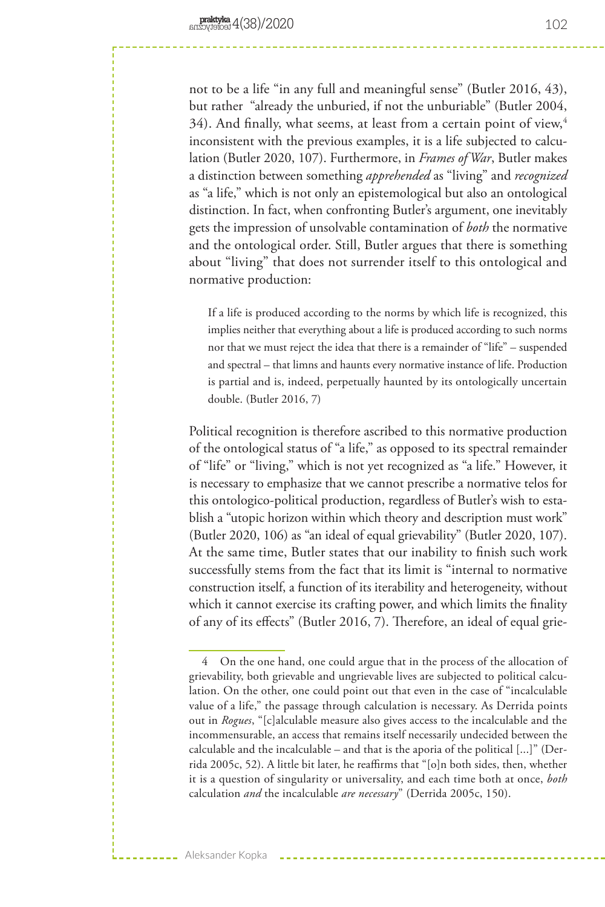not to be a life "in any full and meaningful sense" (Butler 2016, 43), but rather "already the unburied, if not the unburiable" (Butler 2004, 34). And finally, what seems, at least from a certain point of view,[4] inconsistent with the previous examples, it is a life subjected to calculation (Butler 2020, 107). Furthermore, in *Frames of War*, Butler makes a distinction between something *apprehended* as "living" and *recognized* as "a life," which is not only an epistemological but also an ontological distinction. In fact, when confronting Butler's argument, one inevitably gets the impression of unsolvable contamination of *both* the normative and the ontological order. Still, Butler argues that there is something about "living" that does not surrender itself to this ontological and normative production:

> If a life is produced according to the norms by which life is recognized, this implies neither that everything about a life is produced according to such norms nor that we must reject the idea that there is a remainder of "life" – suspended and spectral – that limns and haunts every normative instance of life. Production is partial and is, indeed, perpetually haunted by its ontologically uncertain double. (Butler 2016, 7)

Political recognition is therefore ascribed to this normative production of the ontological status of "a life," as opposed to its spectral remainder of "life" or "living," which is not yet recognized as "a life." However, it is necessary to emphasize that we cannot prescribe a normative telos for this ontologico-political production, regardless of Butler's wish to establish a "utopic horizon within which theory and description must work" (Butler 2020, 106) as "an ideal of equal grievability" (Butler 2020, 107). At the same time, Butler states that our inability to finish such work successfully stems from the fact that its limit is "internal to normative construction itself, a function of its iterability and heterogeneity, without which it cannot exercise its crafting power, and which limits the finality of any of its effects" (Butler 2016, 7). Therefore, an ideal of equal grie-

---

4 On the one hand, one could argue that in the process of the allocation of grievability, both grievable and ungrievable lives are subjected to political calculation. On the other, one could point out that even in the case of "incalculable value of a life," the passage through calculation is necessary. As Derrida points out in *Rogues*, "[c]alculable measure also gives access to the incalculable and the incommensurable, an access that remains itself necessarily undecided between the calculable and the incalculable – and that is the aporia of the political [...]" (Derrida 2005c, 52). A little bit later, he reaffirms that "[o]n both sides, then, whether it is a question of singularity or universality, and each time both at once, *both* calculation *and* the incalculable *are necessary*" (Derrida 2005c, 150).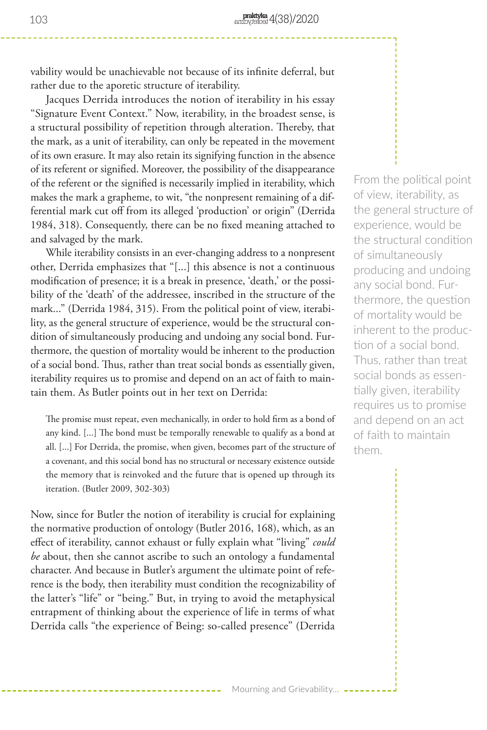vability would be unachievable not because of its infinite deferral, but rather due to the aporetic structure of iterability.

Jacques Derrida introduces the notion of iterability in his essay "Signature Event Context." Now, iterability, in the broadest sense, is a structural possibility of repetition through alteration. Thereby, that the mark, as a unit of iterability, can only be repeated in the movement of its own erasure. It may also retain its signifying function in the absence of its referent or signified. Moreover, the possibility of the disappearance of the referent or the signified is necessarily implied in iterability, which makes the mark a grapheme, to wit, "the nonpresent remaining of a differential mark cut off from its alleged 'production' or origin" (Derrida 1984, 318). Consequently, there can be no fixed meaning attached to and salvaged by the mark.

While iterability consists in an ever-changing address to a nonpresent other, Derrida emphasizes that "[...] this absence is not a continuous modification of presence; it is a break in presence, 'death,' or the possibility of the 'death' of the addressee, inscribed in the structure of the mark..." (Derrida 1984, 315). From the political point of view, iterability, as the general structure of experience, would be the structural condition of simultaneously producing and undoing any social bond. Furthermore, the question of mortality would be inherent to the production of a social bond. Thus, rather than treat social bonds as essentially given, iterability requires us to promise and depend on an act of faith to maintain them. As Butler points out in her text on Derrida:

> The promise must repeat, even mechanically, in order to hold firm as a bond of any kind. [...] The bond must be temporally renewable to qualify as a bond at all. [...] For Derrida, the promise, when given, becomes part of the structure of a covenant, and this social bond has no structural or necessary existence outside the memory that is reinvoked and the future that is opened up through its iteration. (Butler 2009, 302-303)

Now, since for Butler the notion of iterability is crucial for explaining the normative production of ontology (Butler 2016, 168), which, as an effect of iterability, cannot exhaust or fully explain what "living" *could be* about, then she cannot ascribe to such an ontology a fundamental character. And because in Butler's argument the ultimate point of reference is the body, then iterability must condition the recognizability of the latter's "life" or "being." But, in trying to avoid the metaphysical entrapment of thinking about the experience of life in terms of what Derrida calls "the experience of Being: so-called presence" (Derrida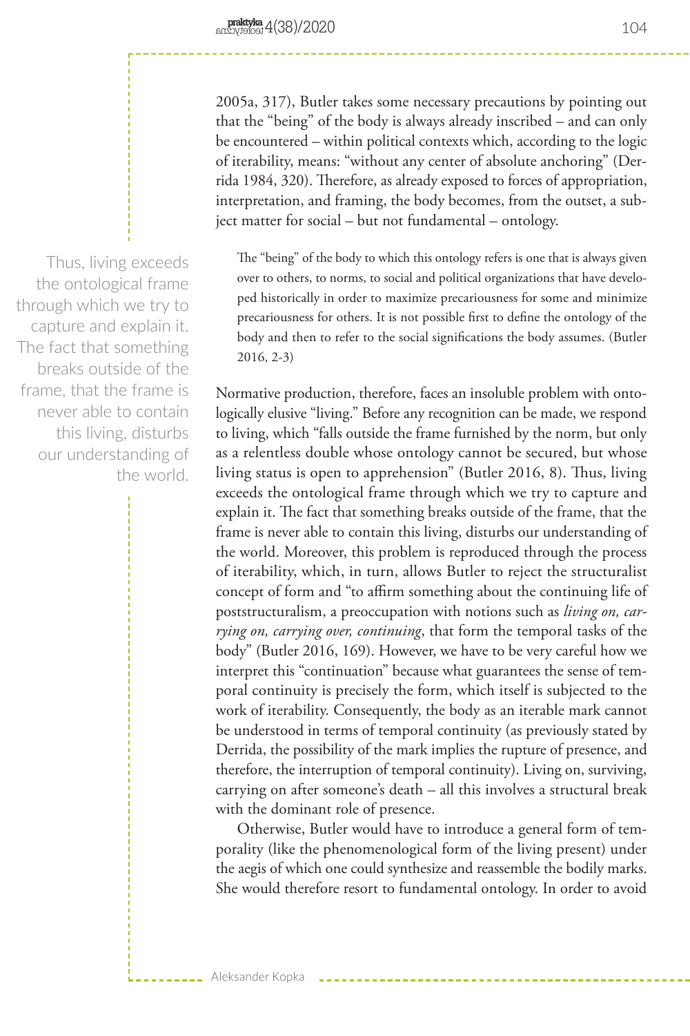2005a, 317), Butler takes some necessary precautions by pointing out that the "being" of the body is always already inscribed – and can only be encountered – within political contexts which, according to the logic of iterability, means: "without any center of absolute anchoring" (Derrida 1984, 320). Therefore, as already exposed to forces of appropriation, interpretation, and framing, the body becomes, from the outset, a subject matter for social – but not fundamental – ontology.

> The "being" of the body to which this ontology refers is one that is always given over to others, to norms, to social and political organizations that have developed historically in order to maximize precariousness for some and minimize precariousness for others. It is not possible first to define the ontology of the body and then to refer to the social significations the body assumes. (Butler 2016, 2-3)

Normative production, therefore, faces an insoluble problem with ontologically elusive "living." Before any recognition can be made, we respond to living, which "falls outside the frame furnished by the norm, but only as a relentless double whose ontology cannot be secured, but whose living status is open to apprehension" (Butler 2016, 8). Thus, living exceeds the ontological frame through which we try to capture and explain it. The fact that something breaks outside of the frame, that the frame is never able to contain this living, disturbs our understanding of the world. Moreover, this problem is reproduced through the process of iterability, which, in turn, allows Butler to reject the structuralist concept of form and "to affirm something about the continuing life of poststructuralism, a preoccupation with notions such as *living on, carrying on, carrying over, continuing*, that form the temporal tasks of the body" (Butler 2016, 169). However, we have to be very careful how we interpret this "continuation" because what guarantees the sense of temporal continuity is precisely the form, which itself is subjected to the work of iterability. Consequently, the body as an iterable mark cannot be understood in terms of temporal continuity (as previously stated by Derrida, the possibility of the mark implies the rupture of presence, and therefore, the interruption of temporal continuity). Living on, surviving, carrying on after someone's death – all this involves a structural break with the dominant role of presence.

Otherwise, Butler would have to introduce a general form of temporality (like the phenomenological form of the living present) under the aegis of which one could synthesize and reassemble the bodily marks. She would therefore resort to fundamental ontology. In order to avoid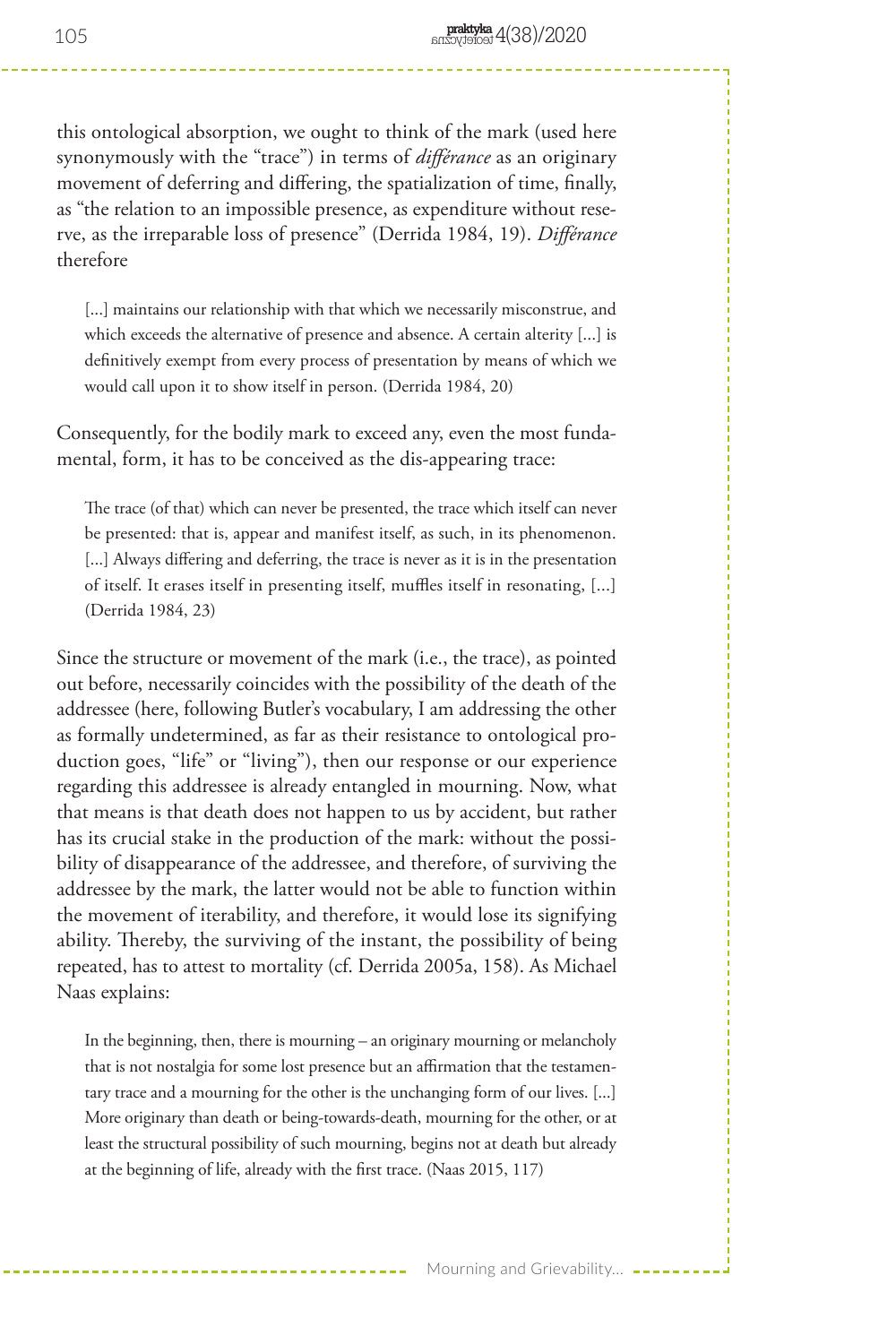this ontological absorption, we ought to think of the mark (used here synonymously with the "trace") in terms of *différance* as an originary movement of deferring and differing, the spatialization of time, finally, as "the relation to an impossible presence, as expenditure without reserve, as the irreparable loss of presence" (Derrida 1984, 19). *Différance* therefore

> [...] maintains our relationship with that which we necessarily misconstrue, and which exceeds the alternative of presence and absence. A certain alterity [...] is definitively exempt from every process of presentation by means of which we would call upon it to show itself in person. (Derrida 1984, 20)

Consequently, for the bodily mark to exceed any, even the most fundamental, form, it has to be conceived as the dis-appearing trace:

> The trace (of that) which can never be presented, the trace which itself can never be presented: that is, appear and manifest itself, as such, in its phenomenon. [...] Always differing and deferring, the trace is never as it is in the presentation of itself. It erases itself in presenting itself, muffles itself in resonating, [...] (Derrida 1984, 23)

Since the structure or movement of the mark (i.e., the trace), as pointed out before, necessarily coincides with the possibility of the death of the addressee (here, following Butler's vocabulary, I am addressing the other as formally undetermined, as far as their resistance to ontological production goes, "life" or "living"), then our response or our experience regarding this addressee is already entangled in mourning. Now, what that means is that death does not happen to us by accident, but rather has its crucial stake in the production of the mark: without the possibility of disappearance of the addressee, and therefore, of surviving the addressee by the mark, the latter would not be able to function within the movement of iterability, and therefore, it would lose its signifying ability. Thereby, the surviving of the instant, the possibility of being repeated, has to attest to mortality (cf. Derrida 2005a, 158). As Michael Naas explains:

> In the beginning, then, there is mourning – an originary mourning or melancholy that is not nostalgia for some lost presence but an affirmation that the testamentary trace and a mourning for the other is the unchanging form of our lives. [...] More originary than death or being-towards-death, mourning for the other, or at least the structural possibility of such mourning, begins not at death but already at the beginning of life, already with the first trace. (Naas 2015, 117)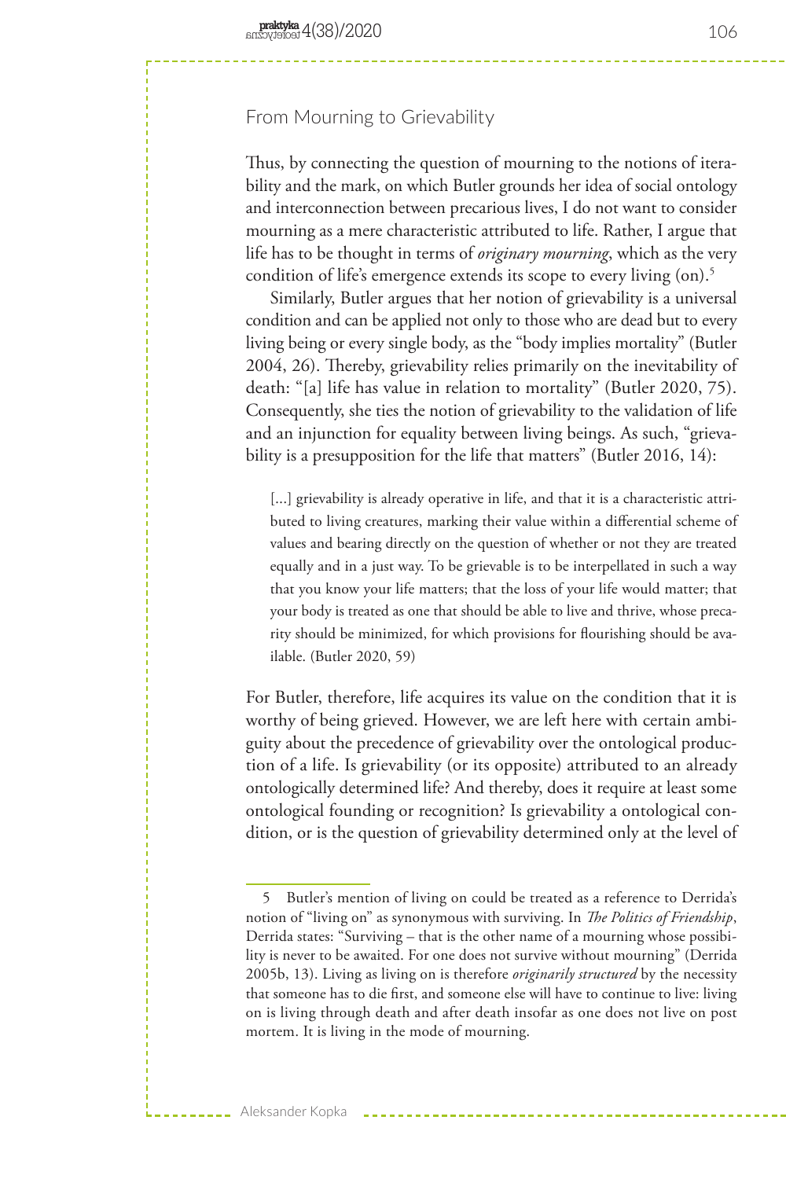## From Mourning to Grievability

Thus, by connecting the question of mourning to the notions of iterability and the mark, on which Butler grounds her idea of social ontology and interconnection between precarious lives, I do not want to consider mourning as a mere characteristic attributed to life. Rather, I argue that life has to be thought in terms of *originary mourning*, which as the very condition of life's emergence extends its scope to every living (on).[5]

Similarly, Butler argues that her notion of grievability is a universal condition and can be applied not only to those who are dead but to every living being or every single body, as the "body implies mortality" (Butler 2004, 26). Thereby, grievability relies primarily on the inevitability of death: "[a] life has value in relation to mortality" (Butler 2020, 75). Consequently, she ties the notion of grievability to the validation of life and an injunction for equality between living beings. As such, "grievability is a presupposition for the life that matters" (Butler 2016, 14):

> [...] grievability is already operative in life, and that it is a characteristic attributed to living creatures, marking their value within a differential scheme of values and bearing directly on the question of whether or not they are treated equally and in a just way. To be grievable is to be interpellated in such a way that you know your life matters; that the loss of your life would matter; that your body is treated as one that should be able to live and thrive, whose precarity should be minimized, for which provisions for flourishing should be available. (Butler 2020, 59)

For Butler, therefore, life acquires its value on the condition that it is worthy of being grieved. However, we are left here with certain ambiguity about the precedence of grievability over the ontological production of a life. Is grievability (or its opposite) attributed to an already ontologically determined life? And thereby, does it require at least some ontological founding or recognition? Is grievability a ontological condition, or is the question of grievability determined only at the level of

---

5 Butler's mention of living on could be treated as a reference to Derrida's notion of "living on" as synonymous with surviving. In *The Politics of Friendship*, Derrida states: "Surviving – that is the other name of a mourning whose possibility is never to be awaited. For one does not survive without mourning" (Derrida 2005b, 13). Living as living on is therefore *originarily structured* by the necessity that someone has to die first, and someone else will have to continue to live: living on is living through death and after death insofar as one does not live on post mortem. It is living in the mode of mourning.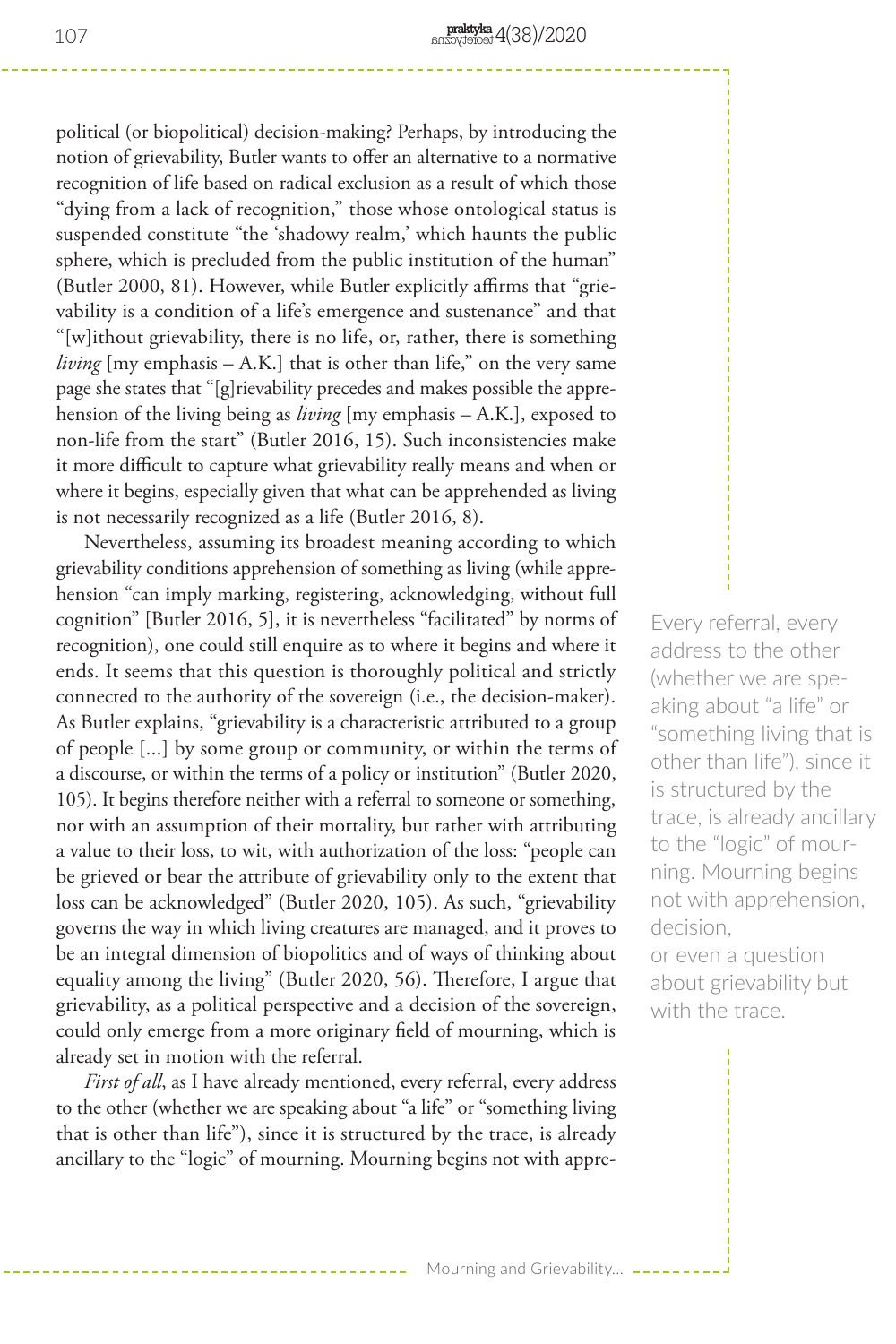political (or biopolitical) decision-making? Perhaps, by introducing the notion of grievability, Butler wants to offer an alternative to a normative recognition of life based on radical exclusion as a result of which those "dying from a lack of recognition," those whose ontological status is suspended constitute "the 'shadowy realm,' which haunts the public sphere, which is precluded from the public institution of the human" (Butler 2000, 81). However, while Butler explicitly affirms that "grievability is a condition of a life's emergence and sustenance" and that "[w]ithout grievability, there is no life, or, rather, there is something *living* [my emphasis – A.K.] that is other than life," on the very same page she states that "[g]rievability precedes and makes possible the apprehension of the living being as *living* [my emphasis – A.K.], exposed to non-life from the start" (Butler 2016, 15). Such inconsistencies make it more difficult to capture what grievability really means and when or where it begins, especially given that what can be apprehended as living is not necessarily recognized as a life (Butler 2016, 8).

Nevertheless, assuming its broadest meaning according to which grievability conditions apprehension of something as living (while apprehension "can imply marking, registering, acknowledging, without full cognition" [Butler 2016, 5], it is nevertheless "facilitated" by norms of recognition), one could still enquire as to where it begins and where it ends. It seems that this question is thoroughly political and strictly connected to the authority of the sovereign (i.e., the decision-maker). As Butler explains, "grievability is a characteristic attributed to a group of people [...] by some group or community, or within the terms of a discourse, or within the terms of a policy or institution" (Butler 2020, 105). It begins therefore neither with a referral to someone or something, nor with an assumption of their mortality, but rather with attributing a value to their loss, to wit, with authorization of the loss: "people can be grieved or bear the attribute of grievability only to the extent that loss can be acknowledged" (Butler 2020, 105). As such, "grievability governs the way in which living creatures are managed, and it proves to be an integral dimension of biopolitics and of ways of thinking about equality among the living" (Butler 2020, 56). Therefore, I argue that grievability, as a political perspective and a decision of the sovereign, could only emerge from a more originary field of mourning, which is already set in motion with the referral.

> Every referral, every address to the other (whether we are speaking about "a life" or "something living that is other than life"), since it is structured by the trace, is already ancillary to the "logic" of mourning. Mourning begins not with apprehension, decision, or even a question about grievability but with the trace.

*First of all*, as I have already mentioned, every referral, every address to the other (whether we are speaking about "a life" or "something living that is other than life"), since it is structured by the trace, is already ancillary to the "logic" of mourning. Mourning begins not with appre-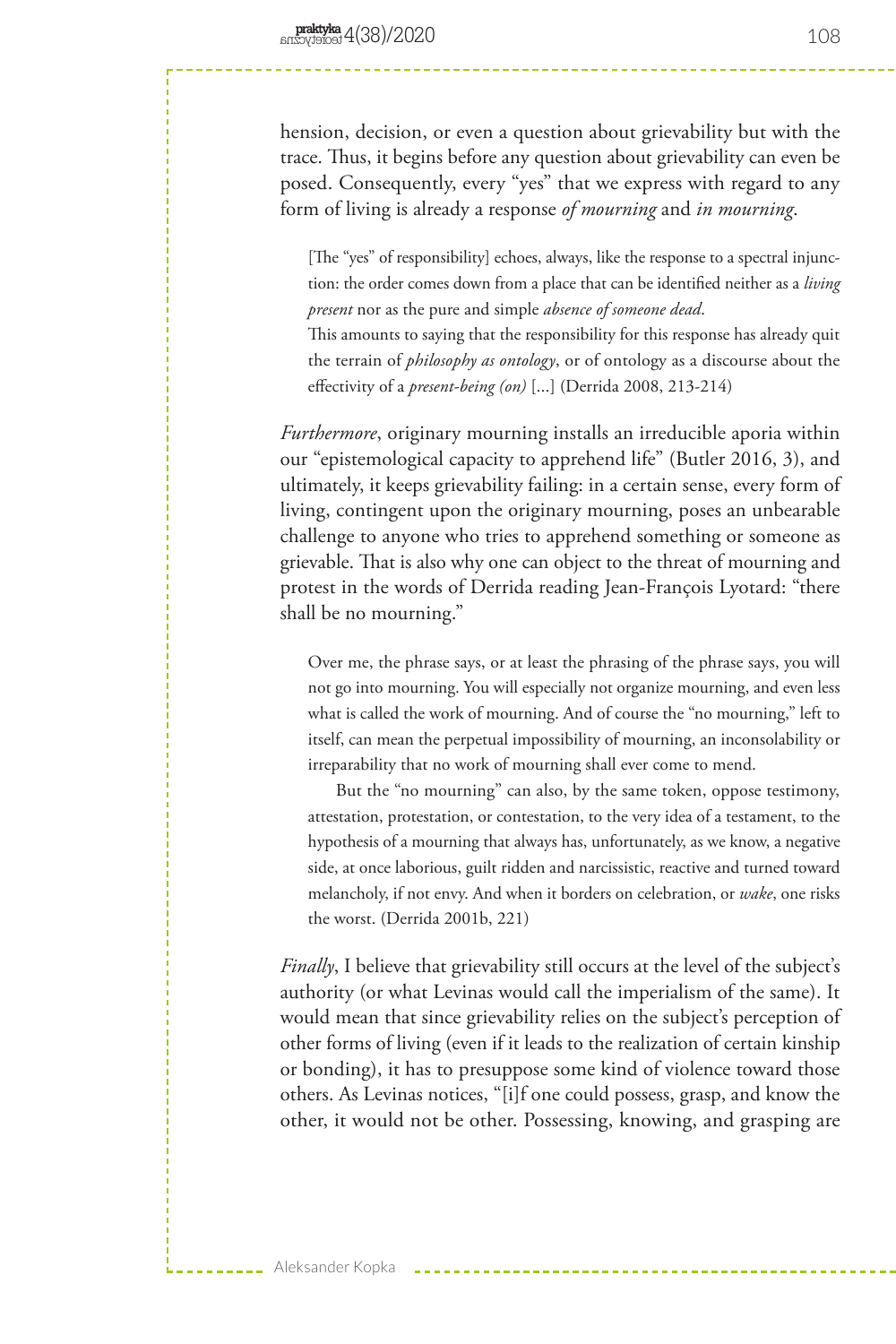hension, decision, or even a question about grievability but with the trace. Thus, it begins before any question about grievability can even be posed. Consequently, every "yes" that we express with regard to any form of living is already a response *of mourning* and *in mourning*.

> [The "yes" of responsibility] echoes, always, like the response to a spectral injunction: the order comes down from a place that can be identified neither as a *living present* nor as the pure and simple *absence of someone dead*.
> This amounts to saying that the responsibility for this response has already quit the terrain of *philosophy as ontology*, or of ontology as a discourse about the effectivity of a *present-being (on)* [...] (Derrida 2008, 213-214)

*Furthermore*, originary mourning installs an irreducible aporia within our "epistemological capacity to apprehend life" (Butler 2016, 3), and ultimately, it keeps grievability failing: in a certain sense, every form of living, contingent upon the originary mourning, poses an unbearable challenge to anyone who tries to apprehend something or someone as grievable. That is also why one can object to the threat of mourning and protest in the words of Derrida reading Jean-François Lyotard: "there shall be no mourning."

> Over me, the phrase says, or at least the phrasing of the phrase says, you will not go into mourning. You will especially not organize mourning, and even less what is called the work of mourning. And of course the "no mourning," left to itself, can mean the perpetual impossibility of mourning, an inconsolability or irreparability that no work of mourning shall ever come to mend.
>
> But the "no mourning" can also, by the same token, oppose testimony, attestation, protestation, or contestation, to the very idea of a testament, to the hypothesis of a mourning that always has, unfortunately, as we know, a negative side, at once laborious, guilt ridden and narcissistic, reactive and turned toward melancholy, if not envy. And when it borders on celebration, or *wake*, one risks the worst. (Derrida 2001b, 221)

*Finally*, I believe that grievability still occurs at the level of the subject's authority (or what Levinas would call the imperialism of the same). It would mean that since grievability relies on the subject's perception of other forms of living (even if it leads to the realization of certain kinship or bonding), it has to presuppose some kind of violence toward those others. As Levinas notices, "[i]f one could possess, grasp, and know the other, it would not be other. Possessing, knowing, and grasping are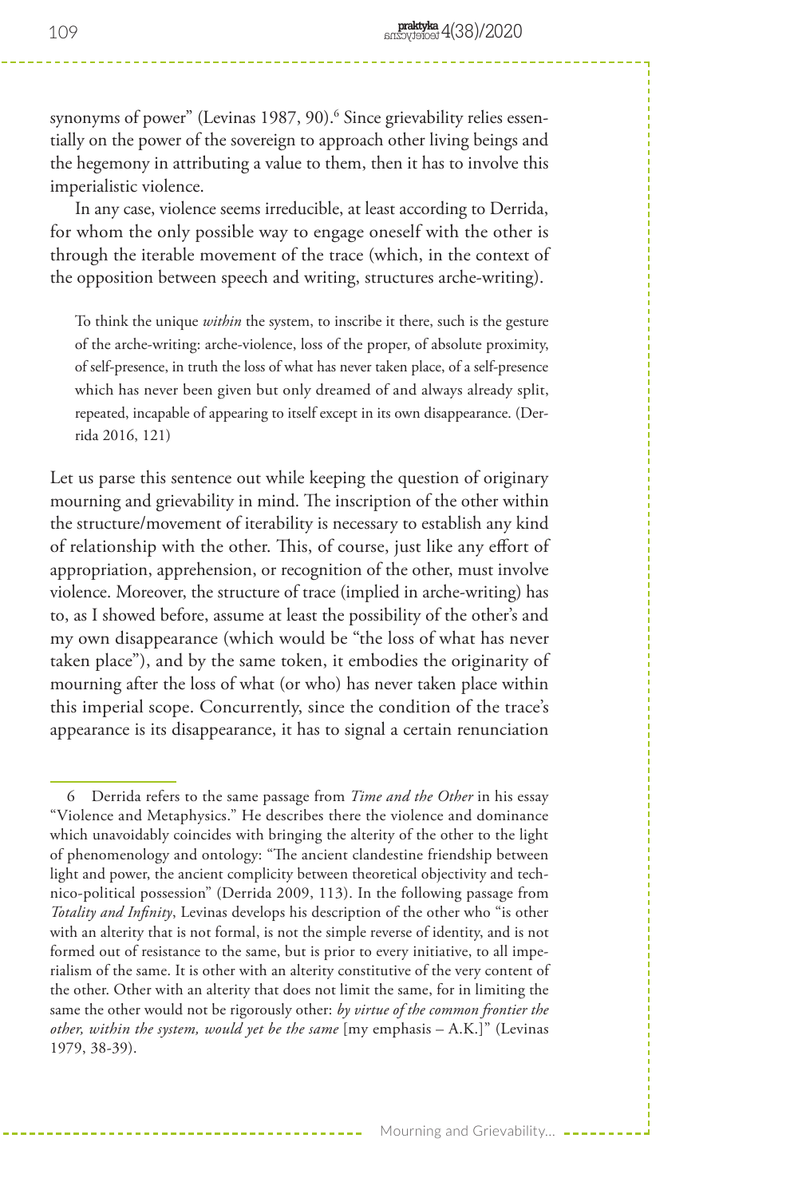synonyms of power" (Levinas 1987, 90).[6] Since grievability relies essentially on the power of the sovereign to approach other living beings and the hegemony in attributing a value to them, then it has to involve this imperialistic violence.

In any case, violence seems irreducible, at least according to Derrida, for whom the only possible way to engage oneself with the other is through the iterable movement of the trace (which, in the context of the opposition between speech and writing, structures arche-writing).

> To think the unique *within* the system, to inscribe it there, such is the gesture of the arche-writing: arche-violence, loss of the proper, of absolute proximity, of self-presence, in truth the loss of what has never taken place, of a self-presence which has never been given but only dreamed of and always already split, repeated, incapable of appearing to itself except in its own disappearance. (Derrida 2016, 121)

Let us parse this sentence out while keeping the question of originary mourning and grievability in mind. The inscription of the other within the structure/movement of iterability is necessary to establish any kind of relationship with the other. This, of course, just like any effort of appropriation, apprehension, or recognition of the other, must involve violence. Moreover, the structure of trace (implied in arche-writing) has to, as I showed before, assume at least the possibility of the other's and my own disappearance (which would be "the loss of what has never taken place"), and by the same token, it embodies the originarity of mourning after the loss of what (or who) has never taken place within this imperial scope. Concurrently, since the condition of the trace's appearance is its disappearance, it has to signal a certain renunciation

6 Derrida refers to the same passage from *Time and the Other* in his essay "Violence and Metaphysics." He describes there the violence and dominance which unavoidably coincides with bringing the alterity of the other to the light of phenomenology and ontology: "The ancient clandestine friendship between light and power, the ancient complicity between theoretical objectivity and technico-political possession" (Derrida 2009, 113). In the following passage from *Totality and Infinity*, Levinas develops his description of the other who "is other with an alterity that is not formal, is not the simple reverse of identity, and is not formed out of resistance to the same, but is prior to every initiative, to all imperialism of the same. It is other with an alterity constitutive of the very content of the other. Other with an alterity that does not limit the same, for in limiting the same the other would not be rigorously other: *by virtue of the common frontier the other, within the system, would yet be the same* [my emphasis – A.K.]" (Levinas 1979, 38-39).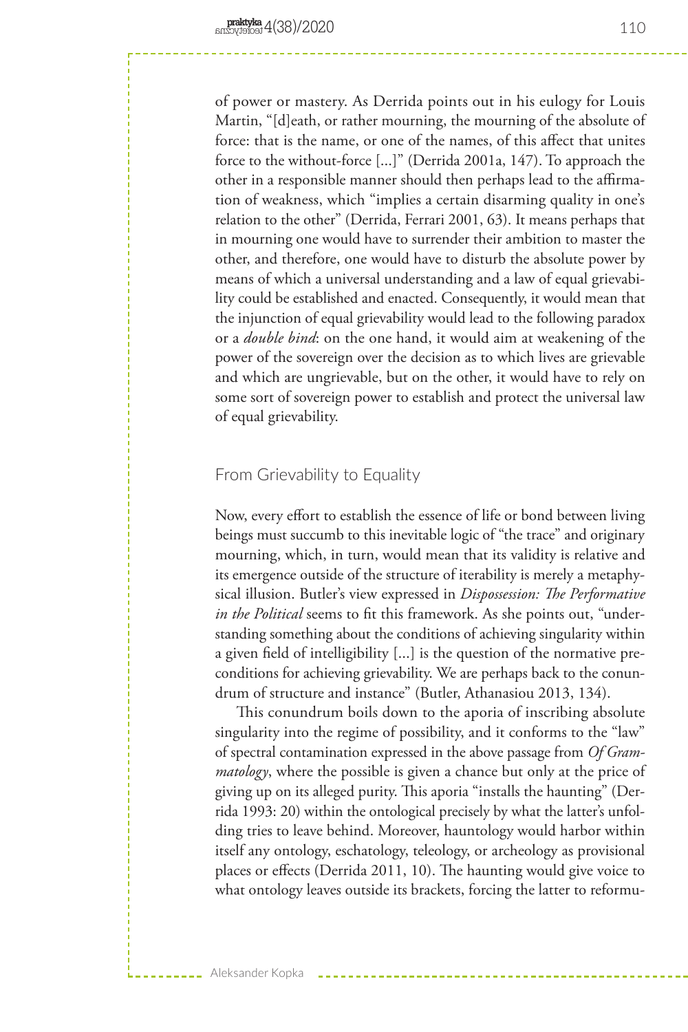of power or mastery. As Derrida points out in his eulogy for Louis Martin, "[d]eath, or rather mourning, the mourning of the absolute of force: that is the name, or one of the names, of this affect that unites force to the without-force [...]" (Derrida 2001a, 147). To approach the other in a responsible manner should then perhaps lead to the affirmation of weakness, which "implies a certain disarming quality in one's relation to the other" (Derrida, Ferrari 2001, 63). It means perhaps that in mourning one would have to surrender their ambition to master the other, and therefore, one would have to disturb the absolute power by means of which a universal understanding and a law of equal grievability could be established and enacted. Consequently, it would mean that the injunction of equal grievability would lead to the following paradox or a *double bind*: on the one hand, it would aim at weakening of the power of the sovereign over the decision as to which lives are grievable and which are ungrievable, but on the other, it would have to rely on some sort of sovereign power to establish and protect the universal law of equal grievability.

## From Grievability to Equality

Now, every effort to establish the essence of life or bond between living beings must succumb to this inevitable logic of "the trace" and originary mourning, which, in turn, would mean that its validity is relative and its emergence outside of the structure of iterability is merely a metaphysical illusion. Butler's view expressed in *Dispossession: The Performative in the Political* seems to fit this framework. As she points out, "understanding something about the conditions of achieving singularity within a given field of intelligibility [...] is the question of the normative preconditions for achieving grievability. We are perhaps back to the conundrum of structure and instance" (Butler, Athanasiou 2013, 134).

This conundrum boils down to the aporia of inscribing absolute singularity into the regime of possibility, and it conforms to the "law" of spectral contamination expressed in the above passage from *Of Grammatology*, where the possible is given a chance but only at the price of giving up on its alleged purity. This aporia "installs the haunting" (Derrida 1993: 20) within the ontological precisely by what the latter's unfolding tries to leave behind. Moreover, hauntology would harbor within itself any ontology, eschatology, teleology, or archeology as provisional places or effects (Derrida 2011, 10). The haunting would give voice to what ontology leaves outside its brackets, forcing the latter to reformu-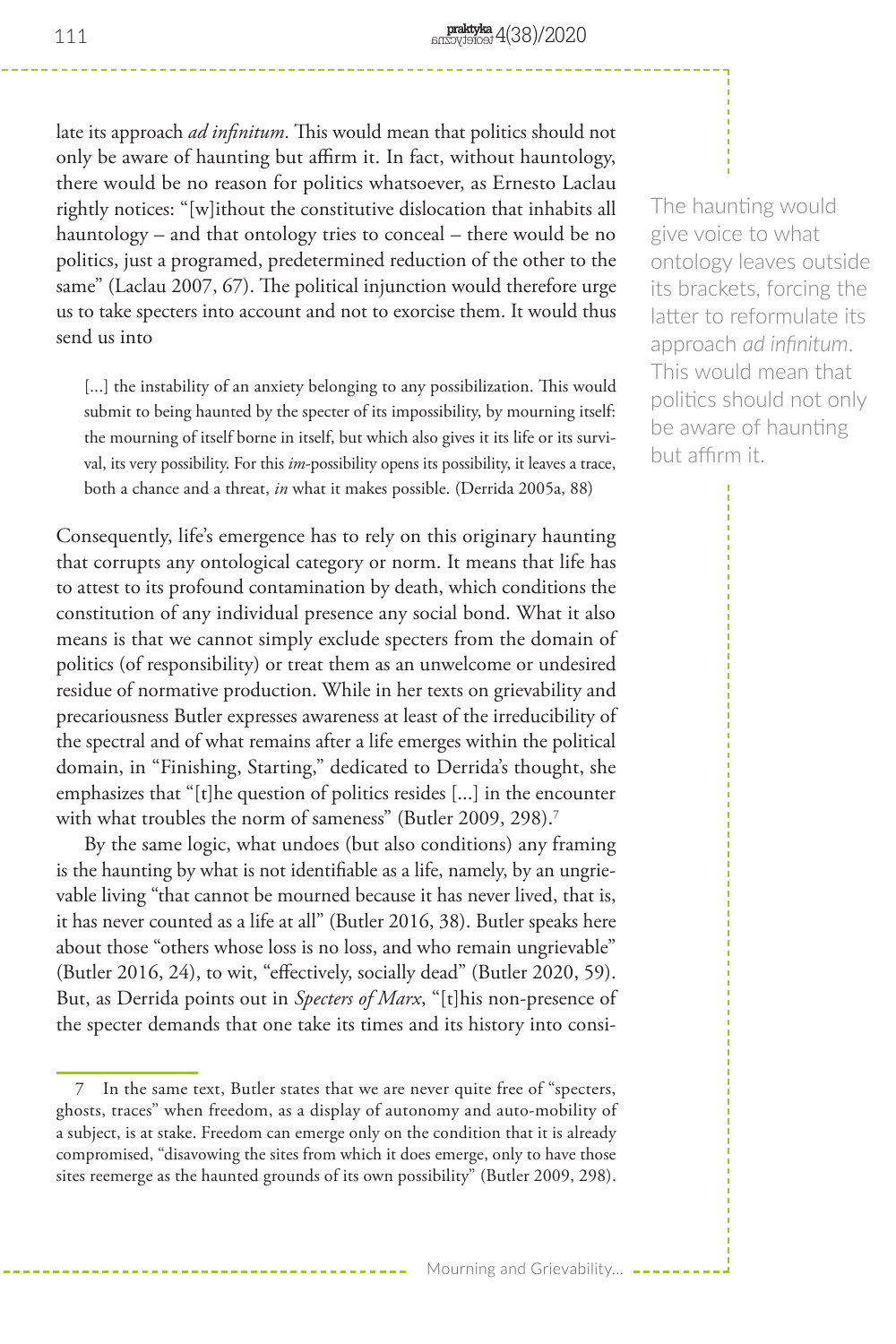late its approach *ad infinitum*. This would mean that politics should not only be aware of haunting but affirm it. In fact, without hauntology, there would be no reason for politics whatsoever, as Ernesto Laclau rightly notices: "[w]ithout the constitutive dislocation that inhabits all hauntology – and that ontology tries to conceal – there would be no politics, just a programed, predetermined reduction of the other to the same" (Laclau 2007, 67). The political injunction would therefore urge us to take specters into account and not to exorcise them. It would thus send us into

> [...] the instability of an anxiety belonging to any possibilization. This would submit to being haunted by the specter of its impossibility, by mourning itself: the mourning of itself borne in itself, but which also gives it its life or its survival, its very possibility. For this *im*-possibility opens its possibility, it leaves a trace, both a chance and a threat, *in* what it makes possible. (Derrida 2005a, 88)

The haunting would give voice to what ontology leaves outside its brackets, forcing the latter to reformulate its approach *ad infinitum*. This would mean that politics should not only be aware of haunting but affirm it.

Consequently, life's emergence has to rely on this originary haunting that corrupts any ontological category or norm. It means that life has to attest to its profound contamination by death, which conditions the constitution of any individual presence any social bond. What it also means is that we cannot simply exclude specters from the domain of politics (of responsibility) or treat them as an unwelcome or undesired residue of normative production. While in her texts on grievability and precariousness Butler expresses awareness at least of the irreducibility of the spectral and of what remains after a life emerges within the political domain, in "Finishing, Starting," dedicated to Derrida's thought, she emphasizes that "[t]he question of politics resides [...] in the encounter with what troubles the norm of sameness" (Butler 2009, 298).[7]

By the same logic, what undoes (but also conditions) any framing is the haunting by what is not identifiable as a life, namely, by an ungrievable living "that cannot be mourned because it has never lived, that is, it has never counted as a life at all" (Butler 2016, 38). Butler speaks here about those "others whose loss is no loss, and who remain ungrievable" (Butler 2016, 24), to wit, "effectively, socially dead" (Butler 2020, 59). But, as Derrida points out in *Specters of Marx*, "[t]his non-presence of the specter demands that one take its times and its history into consi-

---

7 In the same text, Butler states that we are never quite free of "specters, ghosts, traces" when freedom, as a display of autonomy and auto-mobility of a subject, is at stake. Freedom can emerge only on the condition that it is already compromised, "disavowing the sites from which it does emerge, only to have those sites reemerge as the haunted grounds of its own possibility" (Butler 2009, 298).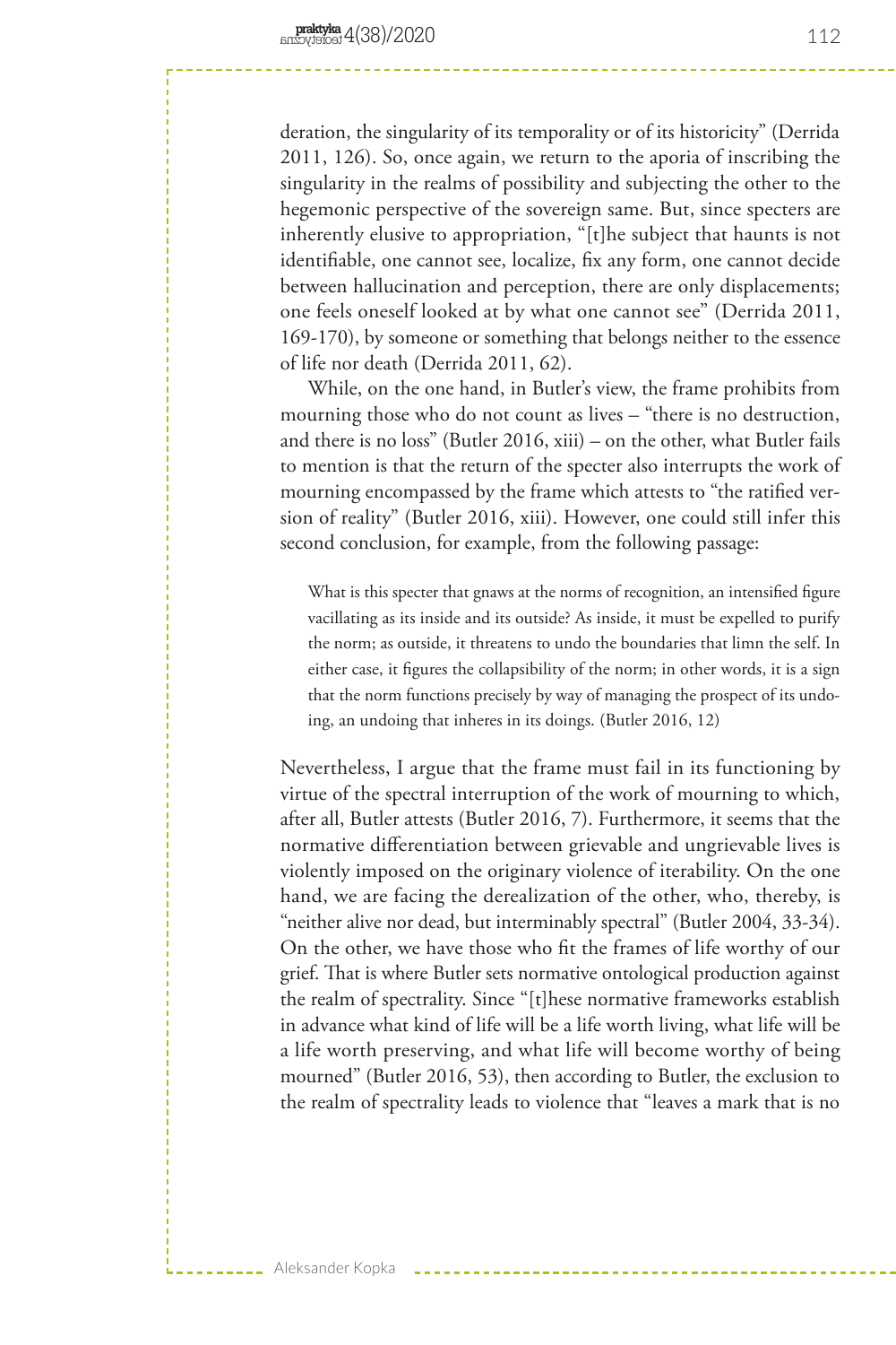deration, the singularity of its temporality or of its historicity" (Derrida 2011, 126). So, once again, we return to the aporia of inscribing the singularity in the realms of possibility and subjecting the other to the hegemonic perspective of the sovereign same. But, since specters are inherently elusive to appropriation, "[t]he subject that haunts is not identifiable, one cannot see, localize, fix any form, one cannot decide between hallucination and perception, there are only displacements; one feels oneself looked at by what one cannot see" (Derrida 2011, 169-170), by someone or something that belongs neither to the essence of life nor death (Derrida 2011, 62).

While, on the one hand, in Butler's view, the frame prohibits from mourning those who do not count as lives – "there is no destruction, and there is no loss" (Butler 2016, xiii) – on the other, what Butler fails to mention is that the return of the specter also interrupts the work of mourning encompassed by the frame which attests to "the ratified version of reality" (Butler 2016, xiii). However, one could still infer this second conclusion, for example, from the following passage:

> What is this specter that gnaws at the norms of recognition, an intensified figure vacillating as its inside and its outside? As inside, it must be expelled to purify the norm; as outside, it threatens to undo the boundaries that limn the self. In either case, it figures the collapsibility of the norm; in other words, it is a sign that the norm functions precisely by way of managing the prospect of its undoing, an undoing that inheres in its doings. (Butler 2016, 12)

Nevertheless, I argue that the frame must fail in its functioning by virtue of the spectral interruption of the work of mourning to which, after all, Butler attests (Butler 2016, 7). Furthermore, it seems that the normative differentiation between grievable and ungrievable lives is violently imposed on the originary violence of iterability. On the one hand, we are facing the derealization of the other, who, thereby, is "neither alive nor dead, but interminably spectral" (Butler 2004, 33-34). On the other, we have those who fit the frames of life worthy of our grief. That is where Butler sets normative ontological production against the realm of spectrality. Since "[t]hese normative frameworks establish in advance what kind of life will be a life worth living, what life will be a life worth preserving, and what life will become worthy of being mourned" (Butler 2016, 53), then according to Butler, the exclusion to the realm of spectrality leads to violence that "leaves a mark that is no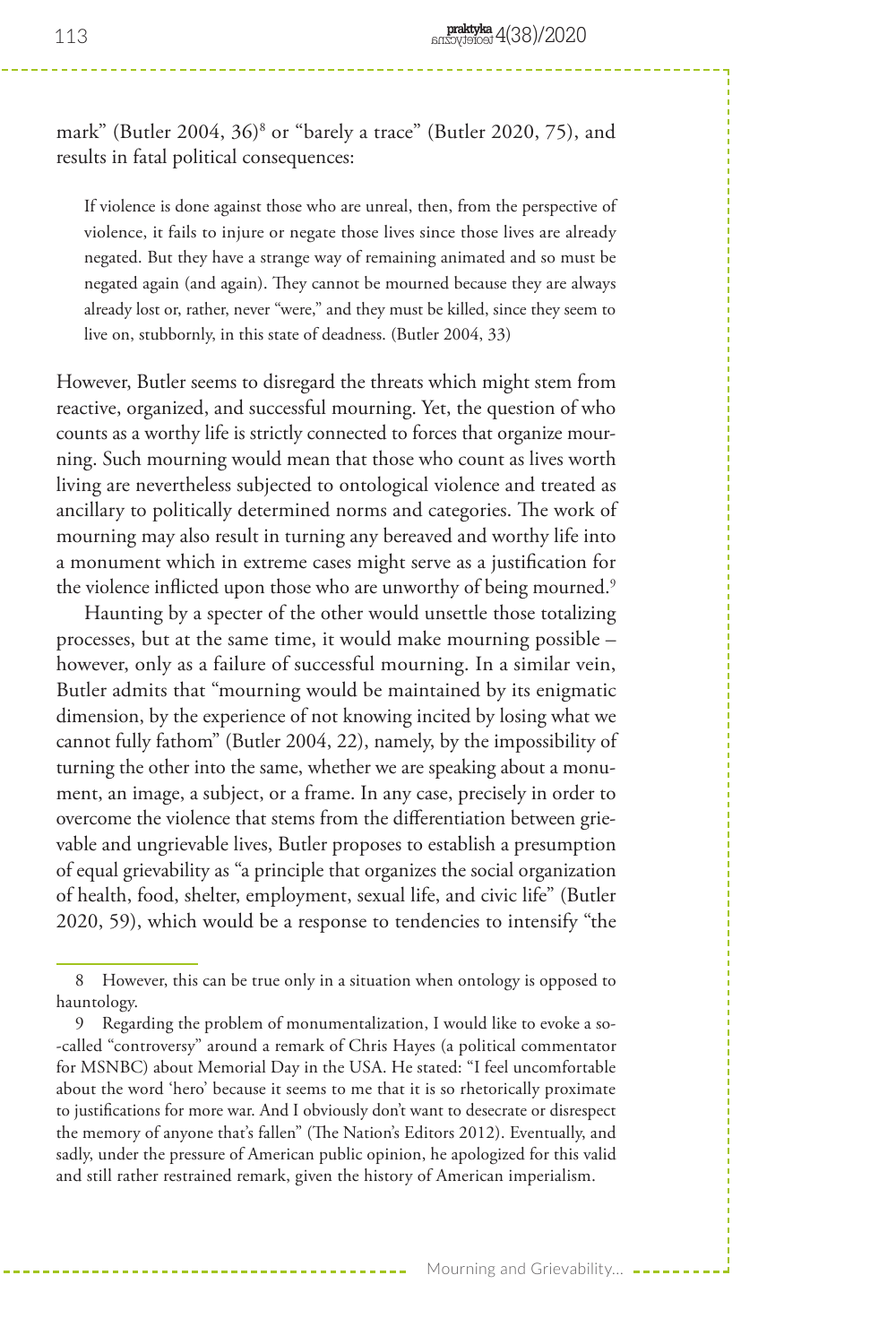mark" (Butler 2004, 36)[8] or "barely a trace" (Butler 2020, 75), and results in fatal political consequences:

> If violence is done against those who are unreal, then, from the perspective of violence, it fails to injure or negate those lives since those lives are already negated. But they have a strange way of remaining animated and so must be negated again (and again). They cannot be mourned because they are always already lost or, rather, never "were," and they must be killed, since they seem to live on, stubbornly, in this state of deadness. (Butler 2004, 33)

However, Butler seems to disregard the threats which might stem from reactive, organized, and successful mourning. Yet, the question of who counts as a worthy life is strictly connected to forces that organize mourning. Such mourning would mean that those who count as lives worth living are nevertheless subjected to ontological violence and treated as ancillary to politically determined norms and categories. The work of mourning may also result in turning any bereaved and worthy life into a monument which in extreme cases might serve as a justification for the violence inflicted upon those who are unworthy of being mourned.[9]

Haunting by a specter of the other would unsettle those totalizing processes, but at the same time, it would make mourning possible – however, only as a failure of successful mourning. In a similar vein, Butler admits that "mourning would be maintained by its enigmatic dimension, by the experience of not knowing incited by losing what we cannot fully fathom" (Butler 2004, 22), namely, by the impossibility of turning the other into the same, whether we are speaking about a monument, an image, a subject, or a frame. In any case, precisely in order to overcome the violence that stems from the differentiation between grievable and ungrievable lives, Butler proposes to establish a presumption of equal grievability as "a principle that organizes the social organization of health, food, shelter, employment, sexual life, and civic life" (Butler 2020, 59), which would be a response to tendencies to intensify "the

---

8 However, this can be true only in a situation when ontology is opposed to hauntology.

9 Regarding the problem of monumentalization, I would like to evoke a so--called "controversy" around a remark of Chris Hayes (a political commentator for MSNBC) about Memorial Day in the USA. He stated: "I feel uncomfortable about the word 'hero' because it seems to me that it is so rhetorically proximate to justifications for more war. And I obviously don't want to desecrate or disrespect the memory of anyone that's fallen" (The Nation's Editors 2012). Eventually, and sadly, under the pressure of American public opinion, he apologized for this valid and still rather restrained remark, given the history of American imperialism.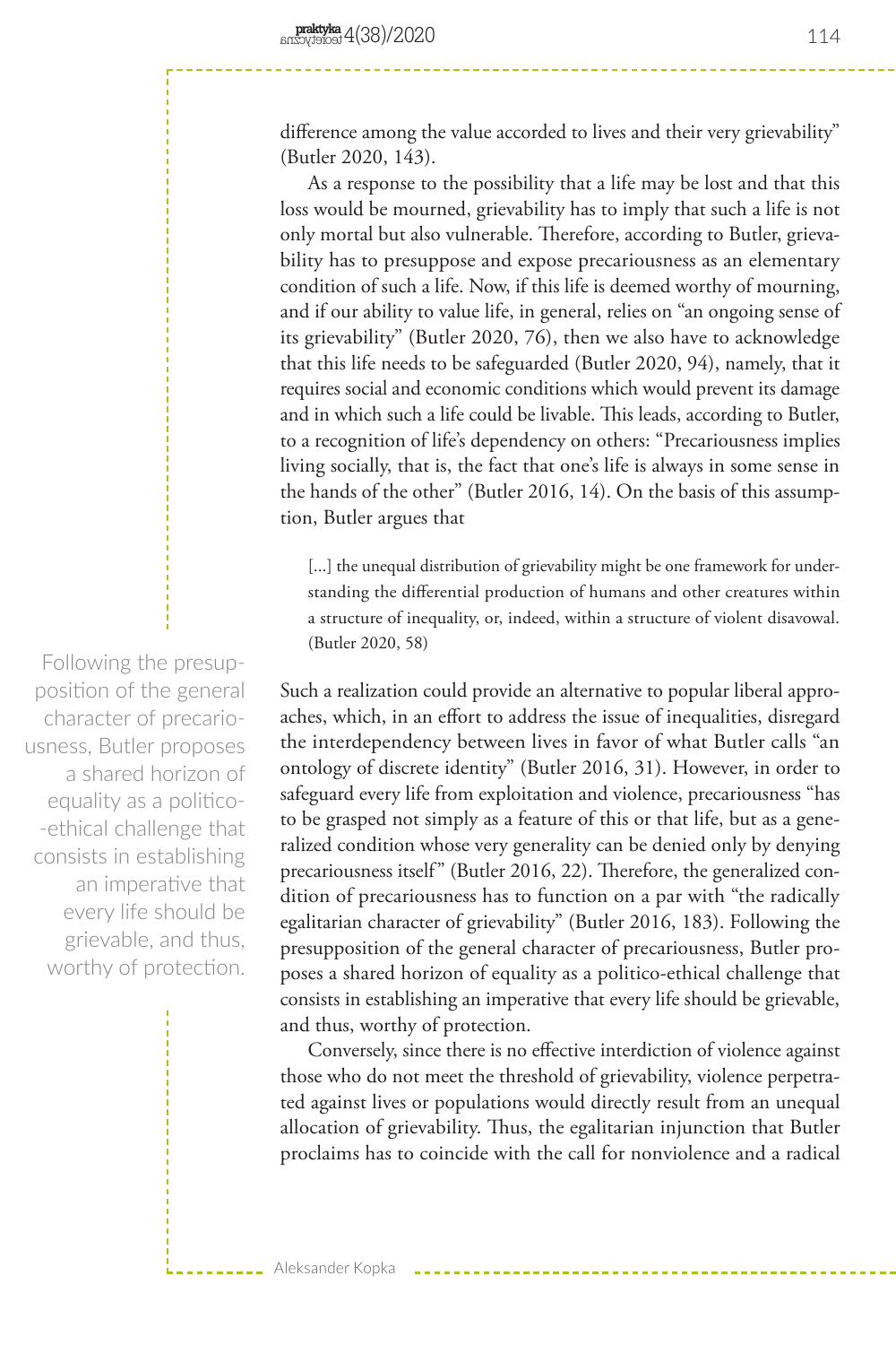difference among the value accorded to lives and their very grievability" (Butler 2020, 143).

As a response to the possibility that a life may be lost and that this loss would be mourned, grievability has to imply that such a life is not only mortal but also vulnerable. Therefore, according to Butler, grievability has to presuppose and expose precariousness as an elementary condition of such a life. Now, if this life is deemed worthy of mourning, and if our ability to value life, in general, relies on "an ongoing sense of its grievability" (Butler 2020, 76), then we also have to acknowledge that this life needs to be safeguarded (Butler 2020, 94), namely, that it requires social and economic conditions which would prevent its damage and in which such a life could be livable. This leads, according to Butler, to a recognition of life's dependency on others: "Precariousness implies living socially, that is, the fact that one's life is always in some sense in the hands of the other" (Butler 2016, 14). On the basis of this assumption, Butler argues that

> [...] the unequal distribution of grievability might be one framework for understanding the differential production of humans and other creatures within a structure of inequality, or, indeed, within a structure of violent disavowal. (Butler 2020, 58)

Such a realization could provide an alternative to popular liberal approaches, which, in an effort to address the issue of inequalities, disregard the interdependency between lives in favor of what Butler calls "an ontology of discrete identity" (Butler 2016, 31). However, in order to safeguard every life from exploitation and violence, precariousness "has to be grasped not simply as a feature of this or that life, but as a generalized condition whose very generality can be denied only by denying precariousness itself" (Butler 2016, 22). Therefore, the generalized condition of precariousness has to function on a par with "the radically egalitarian character of grievability" (Butler 2016, 183). Following the presupposition of the general character of precariousness, Butler proposes a shared horizon of equality as a politico-ethical challenge that consists in establishing an imperative that every life should be grievable, and thus, worthy of protection.

Conversely, since there is no effective interdiction of violence against those who do not meet the threshold of grievability, violence perpetrated against lives or populations would directly result from an unequal allocation of grievability. Thus, the egalitarian injunction that Butler proclaims has to coincide with the call for nonviolence and a radical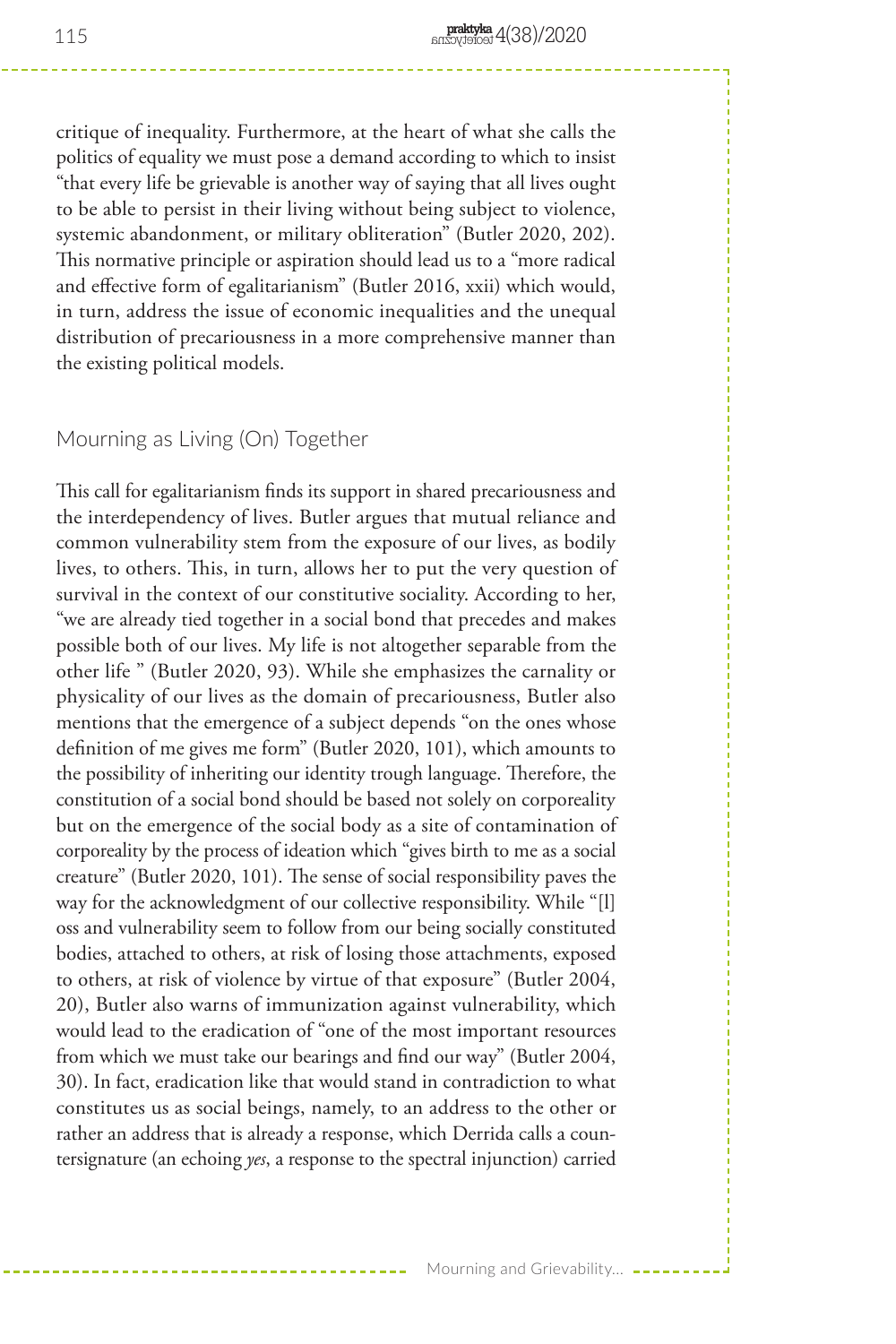critique of inequality. Furthermore, at the heart of what she calls the politics of equality we must pose a demand according to which to insist "that every life be grievable is another way of saying that all lives ought to be able to persist in their living without being subject to violence, systemic abandonment, or military obliteration" (Butler 2020, 202). This normative principle or aspiration should lead us to a "more radical and effective form of egalitarianism" (Butler 2016, xxii) which would, in turn, address the issue of economic inequalities and the unequal distribution of precariousness in a more comprehensive manner than the existing political models.

## Mourning as Living (On) Together

This call for egalitarianism finds its support in shared precariousness and the interdependency of lives. Butler argues that mutual reliance and common vulnerability stem from the exposure of our lives, as bodily lives, to others. This, in turn, allows her to put the very question of survival in the context of our constitutive sociality. According to her, "we are already tied together in a social bond that precedes and makes possible both of our lives. My life is not altogether separable from the other life " (Butler 2020, 93). While she emphasizes the carnality or physicality of our lives as the domain of precariousness, Butler also mentions that the emergence of a subject depends "on the ones whose definition of me gives me form" (Butler 2020, 101), which amounts to the possibility of inheriting our identity trough language. Therefore, the constitution of a social bond should be based not solely on corporeality but on the emergence of the social body as a site of contamination of corporeality by the process of ideation which "gives birth to me as a social creature" (Butler 2020, 101). The sense of social responsibility paves the way for the acknowledgment of our collective responsibility. While "[l]oss and vulnerability seem to follow from our being socially constituted bodies, attached to others, at risk of losing those attachments, exposed to others, at risk of violence by virtue of that exposure" (Butler 2004, 20), Butler also warns of immunization against vulnerability, which would lead to the eradication of "one of the most important resources from which we must take our bearings and find our way" (Butler 2004, 30). In fact, eradication like that would stand in contradiction to what constitutes us as social beings, namely, to an address to the other or rather an address that is already a response, which Derrida calls a countersignature (an echoing *yes*, a response to the spectral injunction) carried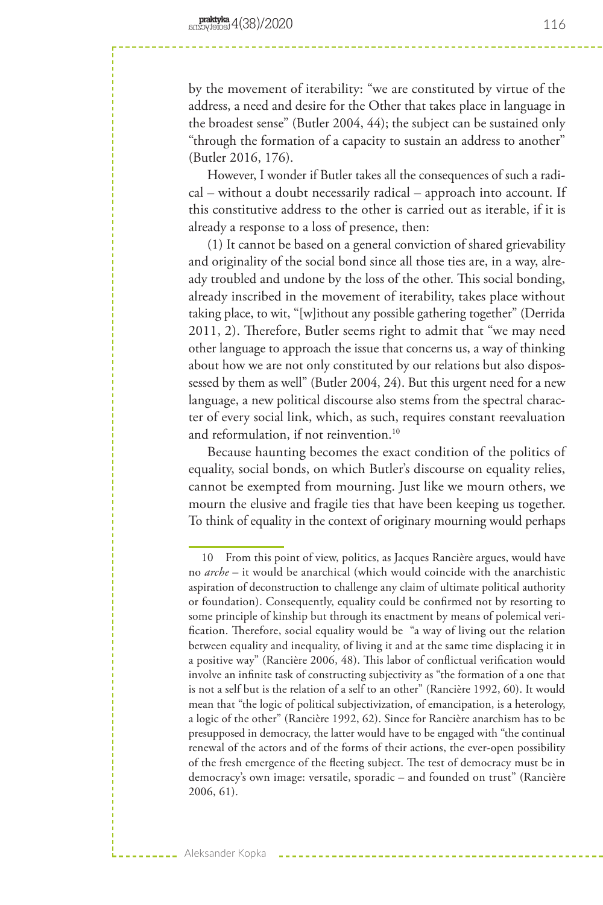by the movement of iterability: "we are constituted by virtue of the address, a need and desire for the Other that takes place in language in the broadest sense" (Butler 2004, 44); the subject can be sustained only "through the formation of a capacity to sustain an address to another" (Butler 2016, 176).

However, I wonder if Butler takes all the consequences of such a radical – without a doubt necessarily radical – approach into account. If this constitutive address to the other is carried out as iterable, if it is already a response to a loss of presence, then:

(1) It cannot be based on a general conviction of shared grievability and originality of the social bond since all those ties are, in a way, already troubled and undone by the loss of the other. This social bonding, already inscribed in the movement of iterability, takes place without taking place, to wit, "[w]ithout any possible gathering together" (Derrida 2011, 2). Therefore, Butler seems right to admit that "we may need other language to approach the issue that concerns us, a way of thinking about how we are not only constituted by our relations but also dispossessed by them as well" (Butler 2004, 24). But this urgent need for a new language, a new political discourse also stems from the spectral character of every social link, which, as such, requires constant reevaluation and reformulation, if not reinvention.[10]

Because haunting becomes the exact condition of the politics of equality, social bonds, on which Butler's discourse on equality relies, cannot be exempted from mourning. Just like we mourn others, we mourn the elusive and fragile ties that have been keeping us together. To think of equality in the context of originary mourning would perhaps

---

10 From this point of view, politics, as Jacques Rancière argues, would have no *arche* – it would be anarchical (which would coincide with the anarchistic aspiration of deconstruction to challenge any claim of ultimate political authority or foundation). Consequently, equality could be confirmed not by resorting to some principle of kinship but through its enactment by means of polemical verification. Therefore, social equality would be "a way of living out the relation between equality and inequality, of living it and at the same time displacing it in a positive way" (Rancière 2006, 48). This labor of conflictual verification would involve an infinite task of constructing subjectivity as "the formation of a one that is not a self but is the relation of a self to an other" (Rancière 1992, 60). It would mean that "the logic of political subjectivization, of emancipation, is a heterology, a logic of the other" (Rancière 1992, 62). Since for Rancière anarchism has to be presupposed in democracy, the latter would have to be engaged with "the continual renewal of the actors and of the forms of their actions, the ever-open possibility of the fresh emergence of the fleeting subject. The test of democracy must be in democracy's own image: versatile, sporadic – and founded on trust" (Rancière 2006, 61).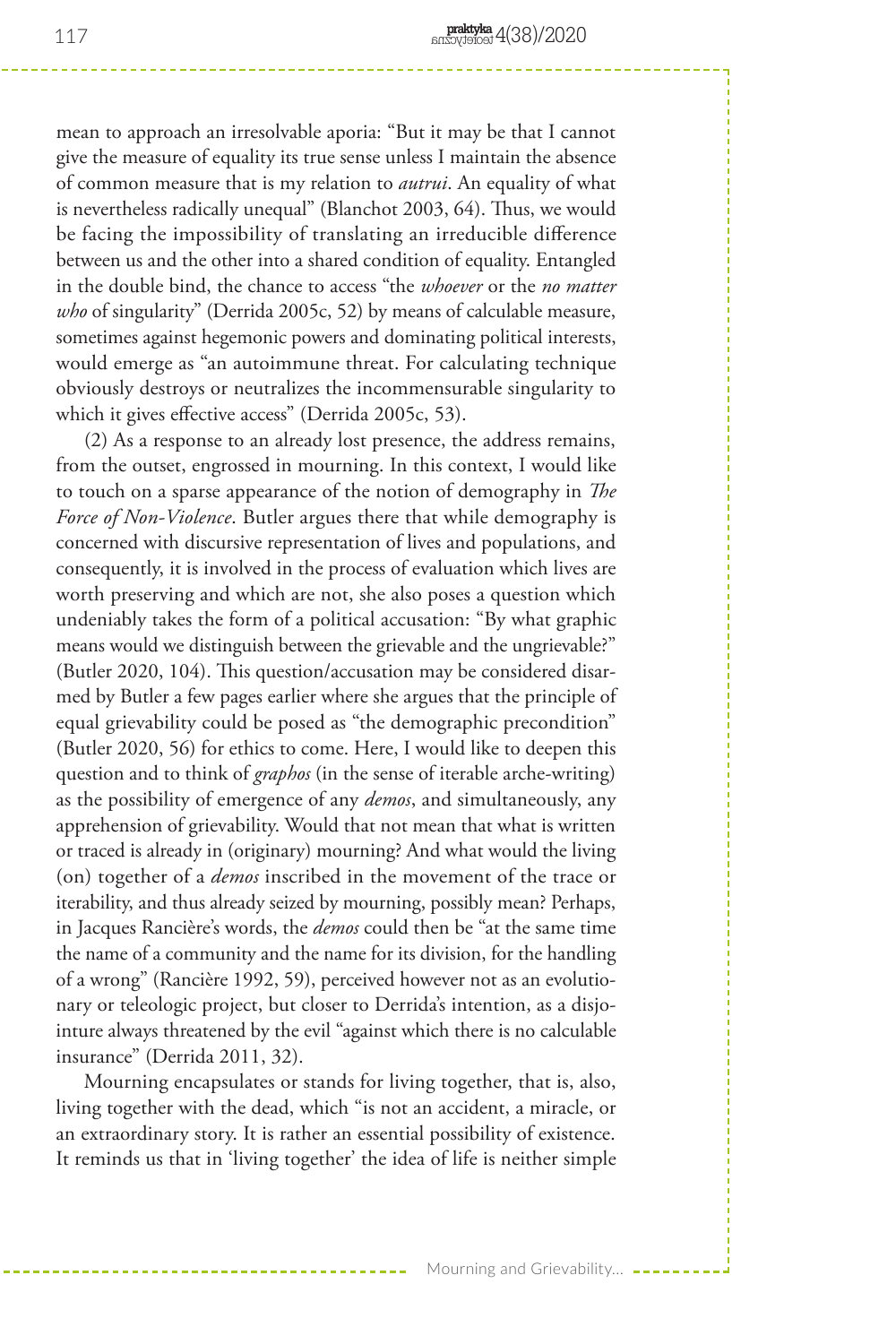mean to approach an irresolvable aporia: "But it may be that I cannot give the measure of equality its true sense unless I maintain the absence of common measure that is my relation to *autrui*. An equality of what is nevertheless radically unequal" (Blanchot 2003, 64). Thus, we would be facing the impossibility of translating an irreducible difference between us and the other into a shared condition of equality. Entangled in the double bind, the chance to access "the *whoever* or the *no matter who* of singularity" (Derrida 2005c, 52) by means of calculable measure, sometimes against hegemonic powers and dominating political interests, would emerge as "an autoimmune threat. For calculating technique obviously destroys or neutralizes the incommensurable singularity to which it gives effective access" (Derrida 2005c, 53).

(2) As a response to an already lost presence, the address remains, from the outset, engrossed in mourning. In this context, I would like to touch on a sparse appearance of the notion of demography in *The Force of Non-Violence*. Butler argues there that while demography is concerned with discursive representation of lives and populations, and consequently, it is involved in the process of evaluation which lives are worth preserving and which are not, she also poses a question which undeniably takes the form of a political accusation: "By what graphic means would we distinguish between the grievable and the ungrievable?" (Butler 2020, 104). This question/accusation may be considered disarmed by Butler a few pages earlier where she argues that the principle of equal grievability could be posed as "the demographic precondition" (Butler 2020, 56) for ethics to come. Here, I would like to deepen this question and to think of *graphos* (in the sense of iterable arche-writing) as the possibility of emergence of any *demos*, and simultaneously, any apprehension of grievability. Would that not mean that what is written or traced is already in (originary) mourning? And what would the living (on) together of a *demos* inscribed in the movement of the trace or iterability, and thus already seized by mourning, possibly mean? Perhaps, in Jacques Rancière's words, the *demos* could then be "at the same time the name of a community and the name for its division, for the handling of a wrong" (Rancière 1992, 59), perceived however not as an evolutionary or teleologic project, but closer to Derrida's intention, as a disjointure always threatened by the evil "against which there is no calculable insurance" (Derrida 2011, 32).

Mourning encapsulates or stands for living together, that is, also, living together with the dead, which "is not an accident, a miracle, or an extraordinary story. It is rather an essential possibility of existence. It reminds us that in 'living together' the idea of life is neither simple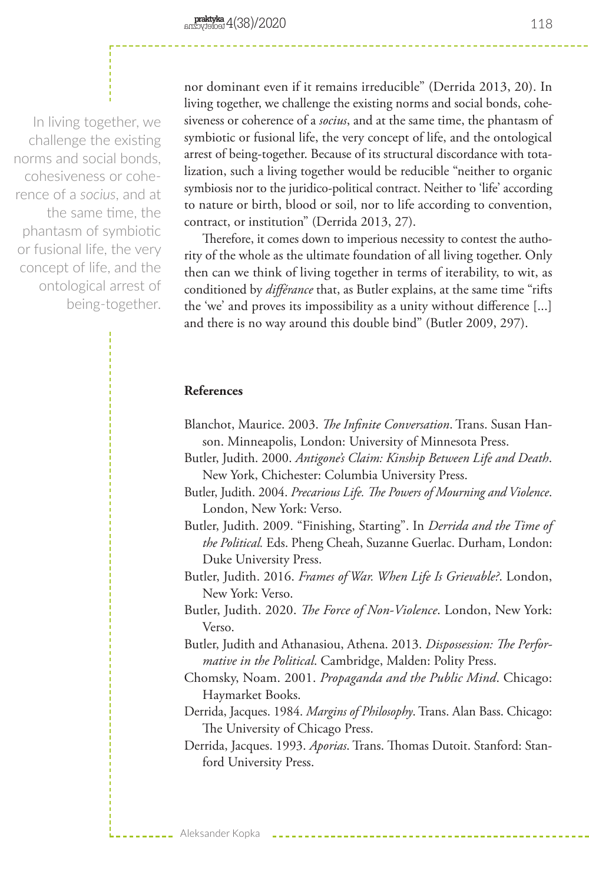nor dominant even if it remains irreducible" (Derrida 2013, 20). In living together, we challenge the existing norms and social bonds, cohesiveness or coherence of a *socius*, and at the same time, the phantasm of symbiotic or fusional life, the very concept of life, and the ontological arrest of being-together. Because of its structural discordance with totalization, such a living together would be reducible "neither to organic symbiosis nor to the juridico-political contract. Neither to 'life' according to nature or birth, blood or soil, nor to life according to convention, contract, or institution" (Derrida 2013, 27).

In living together, we challenge the existing norms and social bonds, cohesiveness or coherence of a *socius*, and at the same time, the phantasm of symbiotic or fusional life, the very concept of life, and the ontological arrest of being-together.

Therefore, it comes down to imperious necessity to contest the authority of the whole as the ultimate foundation of all living together. Only then can we think of living together in terms of iterability, to wit, as conditioned by *différance* that, as Butler explains, at the same time "rifts the 'we' and proves its impossibility as a unity without difference [...] and there is no way around this double bind" (Butler 2009, 297).

## References

Blanchot, Maurice. 2003. *The Infinite Conversation*. Trans. Susan Hanson. Minneapolis, London: University of Minnesota Press.

Butler, Judith. 2000. *Antigone's Claim: Kinship Between Life and Death*. New York, Chichester: Columbia University Press.

Butler, Judith. 2004. *Precarious Life. The Powers of Mourning and Violence*. London, New York: Verso.

Butler, Judith. 2009. "Finishing, Starting". In *Derrida and the Time of the Political.* Eds. Pheng Cheah, Suzanne Guerlac. Durham, London: Duke University Press.

Butler, Judith. 2016. *Frames of War. When Life Is Grievable?*. London, New York: Verso.

Butler, Judith. 2020. *The Force of Non-Violence*. London, New York: Verso.

Butler, Judith and Athanasiou, Athena. 2013. *Dispossession: The Performative in the Political*. Cambridge, Malden: Polity Press.

Chomsky, Noam. 2001. *Propaganda and the Public Mind*. Chicago: Haymarket Books.

Derrida, Jacques. 1984. *Margins of Philosophy*. Trans. Alan Bass. Chicago: The University of Chicago Press.

Derrida, Jacques. 1993. *Aporias*. Trans. Thomas Dutoit. Stanford: Stanford University Press.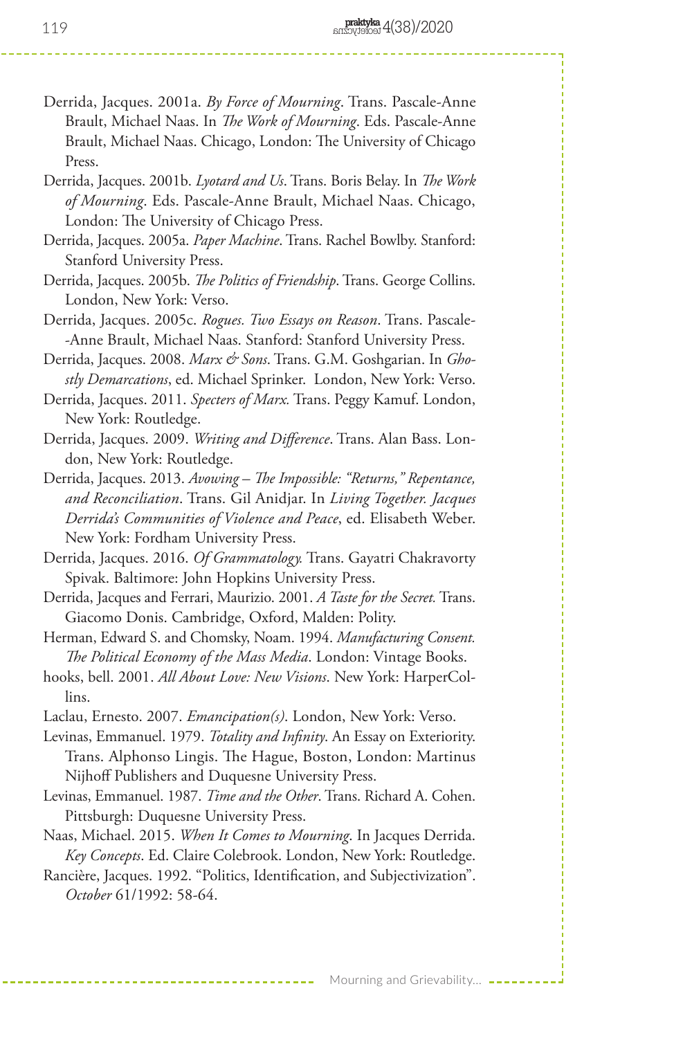Derrida, Jacques. 2001a. *By Force of Mourning*. Trans. Pascale-Anne Brault, Michael Naas. In *The Work of Mourning*. Eds. Pascale-Anne Brault, Michael Naas. Chicago, London: The University of Chicago Press.

Derrida, Jacques. 2001b. *Lyotard and Us*. Trans. Boris Belay. In *The Work of Mourning*. Eds. Pascale-Anne Brault, Michael Naas. Chicago, London: The University of Chicago Press.

Derrida, Jacques. 2005a. *Paper Machine*. Trans. Rachel Bowlby. Stanford: Stanford University Press.

Derrida, Jacques. 2005b. *The Politics of Friendship*. Trans. George Collins. London, New York: Verso.

Derrida, Jacques. 2005c. *Rogues. Two Essays on Reason*. Trans. Pascale--Anne Brault, Michael Naas. Stanford: Stanford University Press.

Derrida, Jacques. 2008. *Marx & Sons*. Trans. G.M. Goshgarian. In *Ghostly Demarcations*, ed. Michael Sprinker. London, New York: Verso.

Derrida, Jacques. 2011. *Specters of Marx.* Trans. Peggy Kamuf. London, New York: Routledge.

Derrida, Jacques. 2009. *Writing and Difference*. Trans. Alan Bass. London, New York: Routledge.

Derrida, Jacques. 2013. *Avowing – The Impossible: "Returns," Repentance, and Reconciliation*. Trans. Gil Anidjar. In *Living Together. Jacques Derrida's Communities of Violence and Peace*, ed. Elisabeth Weber. New York: Fordham University Press.

Derrida, Jacques. 2016. *Of Grammatology.* Trans. Gayatri Chakravorty Spivak. Baltimore: John Hopkins University Press.

Derrida, Jacques and Ferrari, Maurizio. 2001. *A Taste for the Secret.* Trans. Giacomo Donis. Cambridge, Oxford, Malden: Polity.

Herman, Edward S. and Chomsky, Noam. 1994. *Manufacturing Consent. The Political Economy of the Mass Media*. London: Vintage Books.

hooks, bell. 2001. *All About Love: New Visions*. New York: HarperCollins.

Laclau, Ernesto. 2007. *Emancipation(s)*. London, New York: Verso.

Levinas, Emmanuel. 1979. *Totality and Infinity*. An Essay on Exteriority. Trans. Alphonso Lingis. The Hague, Boston, London: Martinus Nijhoff Publishers and Duquesne University Press.

Levinas, Emmanuel. 1987. *Time and the Other*. Trans. Richard A. Cohen. Pittsburgh: Duquesne University Press.

Naas, Michael. 2015. *When It Comes to Mourning*. In Jacques Derrida. *Key Concepts*. Ed. Claire Colebrook. London, New York: Routledge.

Rancière, Jacques. 1992. "Politics, Identification, and Subjectivization". *October* 61/1992: 58-64.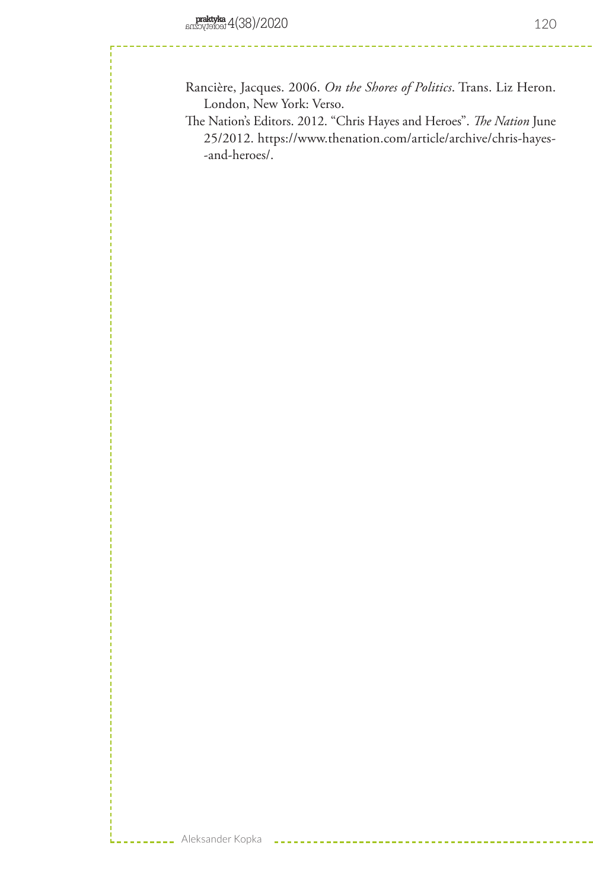Rancière, Jacques. 2006. *On the Shores of Politics*. Trans. Liz Heron. London, New York: Verso.

The Nation's Editors. 2012. "Chris Hayes and Heroes". *The Nation* June 25/2012. https://www.thenation.com/article/archive/chris-hayes--and-heroes/.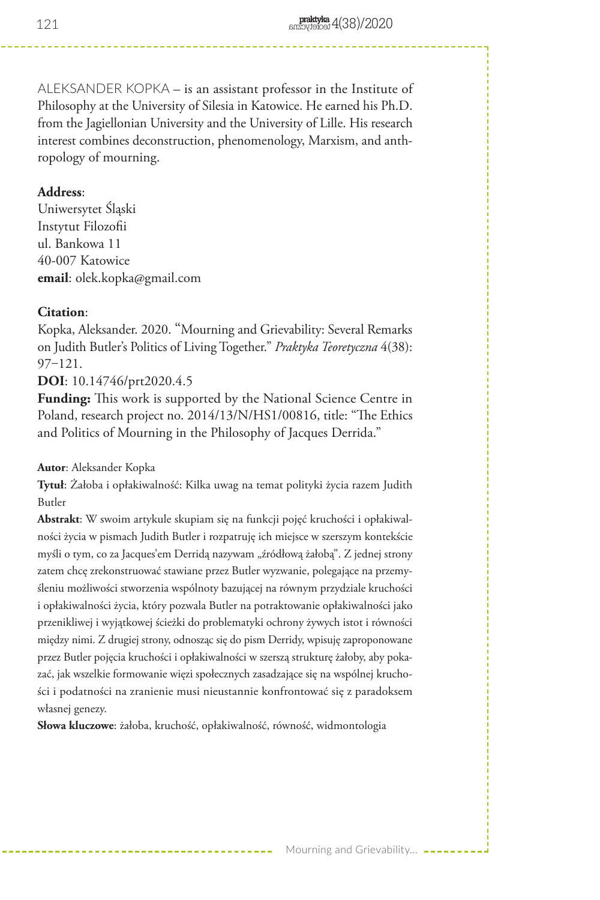ALEKSANDER KOPKA – is an assistant professor in the Institute of Philosophy at the University of Silesia in Katowice. He earned his Ph.D. from the Jagiellonian University and the University of Lille. His research interest combines deconstruction, phenomenology, Marxism, and anthropology of mourning.

**Address**:
Uniwersytet Śląski
Instytut Filozofii
ul. Bankowa 11
40-007 Katowice
**email**: olek.kopka@gmail.com

**Citation**:
Kopka, Aleksander. 2020. "Mourning and Grievability: Several Remarks on Judith Butler's Politics of Living Together." *Praktyka Teoretyczna* 4(38): 97–121.

**DOI**: 10.14746/prt2020.4.5

**Funding:** This work is supported by the National Science Centre in Poland, research project no. 2014/13/N/HS1/00816, title: "The Ethics and Politics of Mourning in the Philosophy of Jacques Derrida."

**Autor**: Aleksander Kopka

**Tytuł**: Żałoba i opłakiwalność: Kilka uwag na temat polityki życia razem Judith Butler

**Abstrakt**: W swoim artykule skupiam się na funkcji pojęć kruchości i opłakiwalności życia w pismach Judith Butler i rozpatruję ich miejsce w szerszym kontekście myśli o tym, co za Jacques'em Derridą nazywam „źródłową żałobą". Z jednej strony zatem chcę zrekonstruować stawiane przez Butler wyzwanie, polegające na przemyśleniu możliwości stworzenia wspólnoty bazującej na równym przydziale kruchości i opłakiwalności życia, który pozwala Butler na potraktowanie opłakiwalności jako przenikliwej i wyjątkowej ścieżki do problematyki ochrony żywych istot i równości między nimi. Z drugiej strony, odnosząc się do pism Derridy, wpisuję zaproponowane przez Butler pojęcia kruchości i opłakiwalności w szerszą strukturę żałoby, aby pokazać, jak wszelkie formowanie więzi społecznych zasadzające się na wspólnej kruchości i podatności na zranienie musi nieustannie konfrontować się z paradoksem własnej genezy.

**Słowa kluczowe**: żałoba, kruchość, opłakiwalność, równość, widmontologia